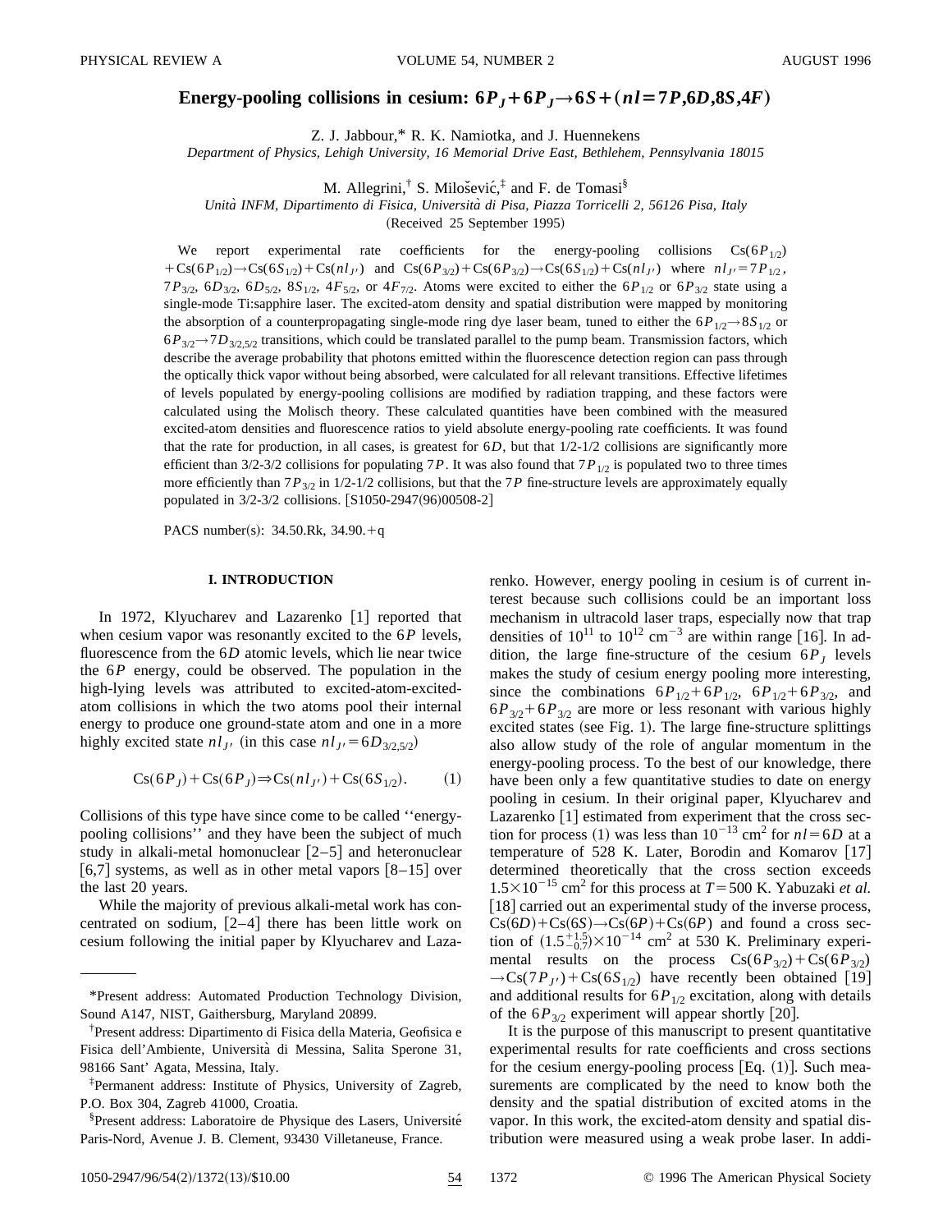# Energy-pooling collisions in cesium: $6P_J+6P_J \to 6S+(nl=7P,6D,8S,4F)$

Z. J. Jabbour,* R. K. Namiotka, and J. Huennekens

*Department of Physics, Lehigh University, 16 Memorial Drive East, Bethlehem, Pennsylvania 18015*

M. Allegrini,† S. Milošević,‡ and F. de Tomasi§

*Unità INFM, Dipartimento di Fisica, Università di Pisa, Piazza Torricelli 2, 56126 Pisa, Italy*

(Received 25 September 1995)

We report experimental rate coefficients for the energy-pooling collisions $Cs(6P_{1/2})+Cs(6P_{1/2}) \to Cs(6S_{1/2})+Cs(nl_{J'})$ and $Cs(6P_{3/2})+Cs(6P_{3/2}) \to Cs(6S_{1/2})+Cs(nl_{J'})$ where $nl_{J'}=7P_{1/2}$, $7P_{3/2}$, $6D_{3/2}$, $6D_{5/2}$, $8S_{1/2}$, $4F_{5/2}$, or $4F_{7/2}$. Atoms were excited to either the $6P_{1/2}$ or $6P_{3/2}$ state using a single-mode Ti:sapphire laser. The excited-atom density and spatial distribution were mapped by monitoring the absorption of a counterpropagating single-mode ring dye laser beam, tuned to either the $6P_{1/2} \to 8S_{1/2}$ or $6P_{3/2} \to 7D_{3/2,5/2}$ transitions, which could be translated parallel to the pump beam. Transmission factors, which describe the average probability that photons emitted within the fluorescence detection region can pass through the optically thick vapor without being absorbed, were calculated for all relevant transitions. Effective lifetimes of levels populated by energy-pooling collisions are modified by radiation trapping, and these factors were calculated using the Molisch theory. These calculated quantities have been combined with the measured excited-atom densities and fluorescence ratios to yield absolute energy-pooling rate coefficients. It was found that the rate for production, in all cases, is greatest for $6D$, but that 1/2-1/2 collisions are significantly more efficient than 3/2-3/2 collisions for populating $7P$. It was also found that $7P_{1/2}$ is populated two to three times more efficiently than $7P_{3/2}$ in 1/2-1/2 collisions, but that the $7P$ fine-structure levels are approximately equally populated in 3/2-3/2 collisions. [S1050-2947(96)00508-2]

PACS number(s): 34.50.Rk, 34.90.+q

## I. INTRODUCTION

In 1972, Klyucharev and Lazarenko [1] reported that when cesium vapor was resonantly excited to the $6P$ levels, fluorescence from the $6D$ atomic levels, which lie near twice the $6P$ energy, could be observed. The population in the high-lying levels was attributed to excited-atom-excited-atom collisions in which the two atoms pool their internal energy to produce one ground-state atom and one in a more highly excited state $nl_{J'}$ (in this case $nl_{J'}=6D_{3/2,5/2}$)

$$Cs(6P_J)+Cs(6P_J) \Rightarrow Cs(nl_{J'})+Cs(6S_{1/2}). \tag{1}$$

Collisions of this type have since come to be called ''energy-pooling collisions'' and they have been the subject of much study in alkali-metal homonuclear [2–5] and heteronuclear [6,7] systems, as well as in other metal vapors [8–15] over the last 20 years.

While the majority of previous alkali-metal work has concentrated on sodium, [2–4] there has been little work on cesium following the initial paper by Klyucharev and Lazarenko. However, energy pooling in cesium is of current interest because such collisions could be an important loss mechanism in ultracold laser traps, especially now that trap densities of $10^{11}$ to $10^{12}$ cm$^{-3}$ are within range [16]. In addition, the large fine-structure of the cesium $6P_J$ levels makes the study of cesium energy pooling more interesting, since the combinations $6P_{1/2}+6P_{1/2}$, $6P_{1/2}+6P_{3/2}$, and $6P_{3/2}+6P_{3/2}$ are more or less resonant with various highly excited states (see Fig. 1). The large fine-structure splittings also allow study of the role of angular momentum in the energy-pooling process. To the best of our knowledge, there have been only a few quantitative studies to date on energy pooling in cesium. In their original paper, Klyucharev and Lazarenko [1] estimated from experiment that the cross section for process (1) was less than $10^{-13}$ cm$^2$ for $nl=6D$ at a temperature of 528 K. Later, Borodin and Komarov [17] determined theoretically that the cross section exceeds $1.5\times10^{-15}$ cm$^2$ for this process at $T=500$ K. Yabuzaki *et al.* [18] carried out an experimental study of the inverse process, $Cs(6D)+Cs(6S) \to Cs(6P)+Cs(6P)$ and found a cross section of $(1.5^{+1.5}_{-0.7})\times10^{-14}$ cm$^2$ at 530 K. Preliminary experimental results on the process $Cs(6P_{3/2})+Cs(6P_{3/2}) \to Cs(7P_{J'})+Cs(6S_{1/2})$ have recently been obtained [19] and additional results for $6P_{1/2}$ excitation, along with details of the $6P_{3/2}$ experiment will appear shortly [20].

It is the purpose of this manuscript to present quantitative experimental results for rate coefficients and cross sections for the cesium energy-pooling process [Eq. (1)]. Such measurements are complicated by the need to know both the density and the spatial distribution of excited atoms in the vapor. In this work, the excited-atom density and spatial distribution were measured using a weak probe laser. In addi-

---

*Present address: Automated Production Technology Division, Sound A147, NIST, Gaithersburg, Maryland 20899.

†Present address: Dipartimento di Fisica della Materia, Geofisica e Fisica dell'Ambiente, Università di Messina, Salita Sperone 31, 98166 Sant' Agata, Messina, Italy.

‡Permanent address: Institute of Physics, University of Zagreb, P.O. Box 304, Zagreb 41000, Croatia.

§Present address: Laboratoire de Physique des Lasers, Université Paris-Nord, Avenue J. B. Clement, 93430 Villetaneuse, France.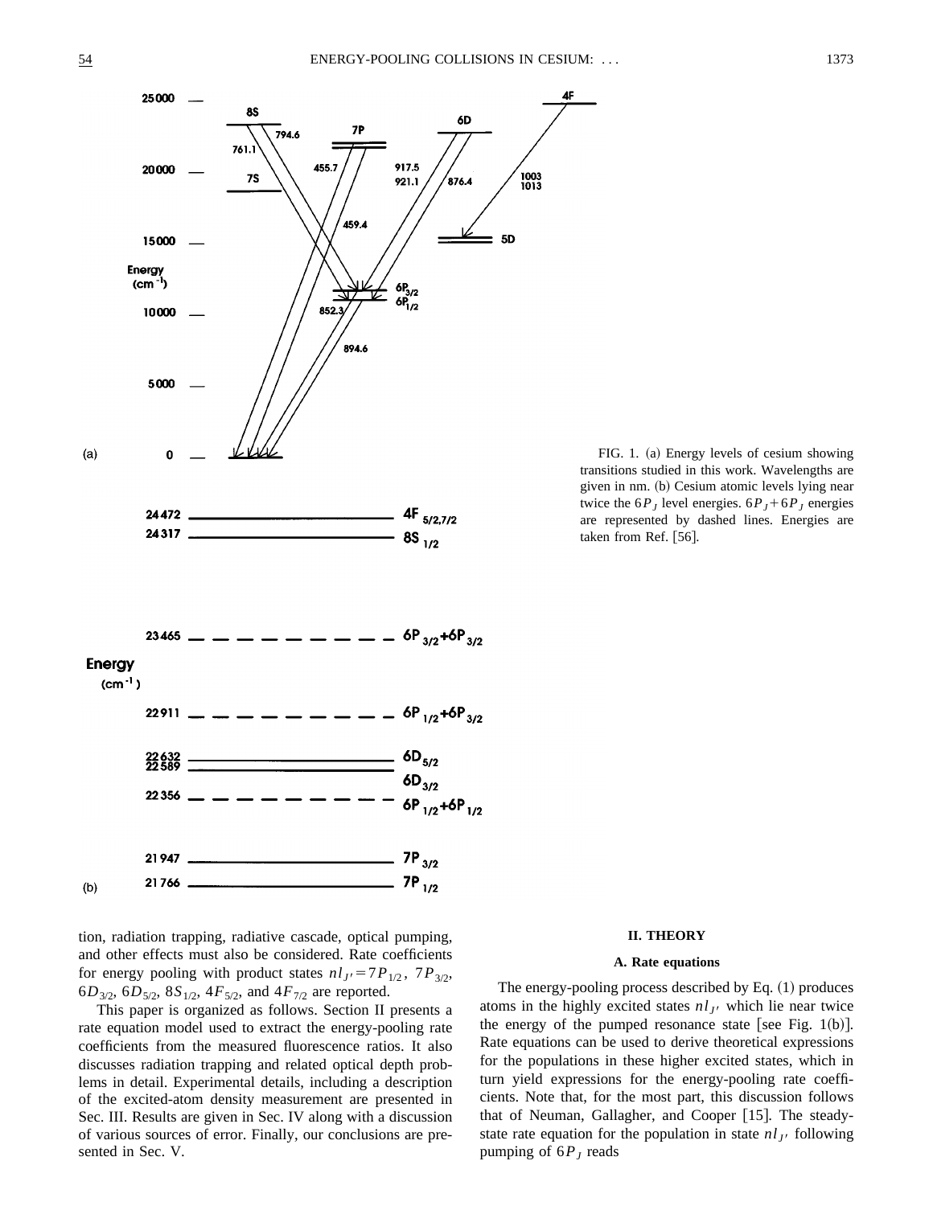FIG. 1. (a) Energy levels of cesium showing transitions studied in this work. Wavelengths are given in nm. (b) Cesium atomic levels lying near twice the $6P_J$ level energies. $6P_J+6P_J$ energies are represented by dashed lines. Energies are taken from Ref. [56].

tion, radiation trapping, radiative cascade, optical pumping, and other effects must also be considered. Rate coefficients for energy pooling with product states $nl_{J'}=7P_{1/2}$, $7P_{3/2}$, $6D_{3/2}$, $6D_{5/2}$, $8S_{1/2}$, $4F_{5/2}$, and $4F_{7/2}$ are reported.

This paper is organized as follows. Section II presents a rate equation model used to extract the energy-pooling rate coefficients from the measured fluorescence ratios. It also discusses radiation trapping and related optical depth problems in detail. Experimental details, including a description of the excited-atom density measurement are presented in Sec. III. Results are given in Sec. IV along with a discussion of various sources of error. Finally, our conclusions are presented in Sec. V.

## II. THEORY

### A. Rate equations

The energy-pooling process described by Eq. (1) produces atoms in the highly excited states $nl_{J'}$ which lie near twice the energy of the pumped resonance state [see Fig. 1(b)]. Rate equations can be used to derive theoretical expressions for the populations in these higher excited states, which in turn yield expressions for the energy-pooling rate coefficients. Note that, for the most part, this discussion follows that of Neuman, Gallagher, and Cooper [15]. The steady-state rate equation for the population in state $nl_{J'}$ following pumping of $6P_J$ reads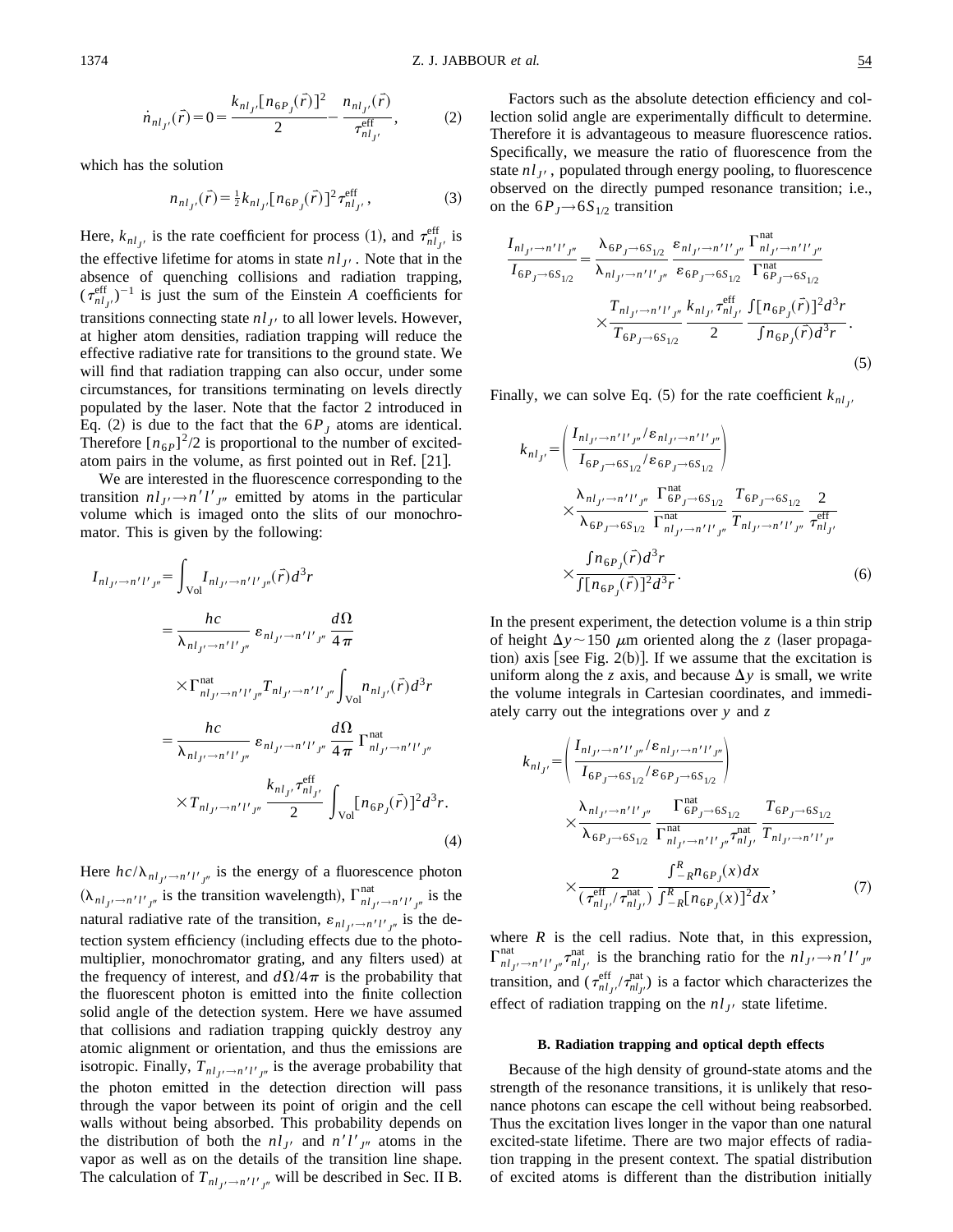$$\dot{n}_{nl_{J'}}(\vec{r})=0=\frac{k_{nl_{J'}}[n_{6P_J}(\vec{r})]^2}{2}-\frac{n_{nl_{J'}}(\vec{r})}{\tau^{\rm eff}_{nl_{J'}}}, \tag{2}$$

which has the solution

$$n_{nl_{J'}}(\vec{r})=\tfrac{1}{2}k_{nl_{J'}}[n_{6P_J}(\vec{r})]^2\tau^{\rm eff}_{nl_{J'}}, \tag{3}$$

Here, $k_{nl_{J'}}$ is the rate coefficient for process (1), and $\tau^{\rm eff}_{nl_{J'}}$ is the effective lifetime for atoms in state $nl_{J'}$. Note that in the absence of quenching collisions and radiation trapping, $(\tau^{\rm eff}_{nl_{J'}})^{-1}$ is just the sum of the Einstein $A$ coefficients for transitions connecting state $nl_{J'}$ to all lower levels. However, at higher atom densities, radiation trapping will reduce the effective radiative rate for transitions to the ground state. We will find that radiation trapping can also occur, under some circumstances, for transitions terminating on levels directly populated by the laser. Note that the factor 2 introduced in Eq. (2) is due to the fact that the $6P_J$ atoms are identical. Therefore $[n_{6P}]^2/2$ is proportional to the number of excited-atom pairs in the volume, as first pointed out in Ref. [21].

We are interested in the fluorescence corresponding to the transition $nl_{J'}\rightarrow n'l'_{J''}$ emitted by atoms in the particular volume which is imaged onto the slits of our monochromator. This is given by the following:

$$\begin{aligned}
I_{nl_{J'}\rightarrow n'l'_{J''}}&=\int_{\rm Vol}I_{nl_{J'}\rightarrow n'l'_{J''}}(\vec{r})d^3r\\
&=\frac{hc}{\lambda_{nl_{J'}\rightarrow n'l'_{J''}}}\,\varepsilon_{nl_{J'}\rightarrow n'l'_{J''}}\,\frac{d\Omega}{4\pi}\\
&\quad\times\Gamma^{\rm nat}_{nl_{J'}\rightarrow n'l'_{J''}}T_{nl_{J'}\rightarrow n'l'_{J''}}\int_{\rm Vol}n_{nl_{J'}}(\vec{r})d^3r\\
&=\frac{hc}{\lambda_{nl_{J'}\rightarrow n'l'_{J''}}}\,\varepsilon_{nl_{J'}\rightarrow n'l'_{J''}}\,\frac{d\Omega}{4\pi}\,\Gamma^{\rm nat}_{nl_{J'}\rightarrow n'l'_{J''}}\\
&\quad\times T_{nl_{J'}\rightarrow n'l'_{J''}}\,\frac{k_{nl_{J'}}\tau^{\rm eff}_{nl_{J'}}}{2}\int_{\rm Vol}[n_{6P_J}(\vec{r})]^2d^3r.
\end{aligned} \tag{4}$$

Here $hc/\lambda_{nl_{J'}\rightarrow n'l'_{J''}}$ is the energy of a fluorescence photon ($\lambda_{nl_{J'}\rightarrow n'l'_{J''}}$ is the transition wavelength), $\Gamma^{\rm nat}_{nl_{J'}\rightarrow n'l'_{J''}}$ is the natural radiative rate of the transition, $\varepsilon_{nl_{J'}\rightarrow n'l'_{J''}}$ is the detection system efficiency (including effects due to the photomultiplier, monochromator grating, and any filters used) at the frequency of interest, and $d\Omega/4\pi$ is the probability that the fluorescent photon is emitted into the finite collection solid angle of the detection system. Here we have assumed that collisions and radiation trapping quickly destroy any atomic alignment or orientation, and thus the emissions are isotropic. Finally, $T_{nl_{J'}\rightarrow n'l'_{J''}}$ is the average probability that the photon emitted in the detection direction will pass through the vapor between its point of origin and the cell walls without being absorbed. This probability depends on the distribution of both the $nl_{J'}$ and $n'l'_{J''}$ atoms in the vapor as well as on the details of the transition line shape. The calculation of $T_{nl_{J'}\rightarrow n'l'_{J''}}$ will be described in Sec. II B.

Factors such as the absolute detection efficiency and collection solid angle are experimentally difficult to determine. Therefore it is advantageous to measure fluorescence ratios. Specifically, we measure the ratio of fluorescence from the state $nl_{J'}$, populated through energy pooling, to fluorescence observed on the directly pumped resonance transition; i.e., on the $6P_J\rightarrow 6S_{1/2}$ transition

$$\begin{aligned}
\frac{I_{nl_{J'}\rightarrow n'l'_{J''}}}{I_{6P_J\rightarrow 6S_{1/2}}}&=\frac{\lambda_{6P_J\rightarrow 6S_{1/2}}}{\lambda_{nl_{J'}\rightarrow n'l'_{J''}}}\,\frac{\varepsilon_{nl_{J'}\rightarrow n'l'_{J''}}}{\varepsilon_{6P_J\rightarrow 6S_{1/2}}}\,\frac{\Gamma^{\rm nat}_{nl_{J'}\rightarrow n'l'_{J''}}}{\Gamma^{\rm nat}_{6P_J\rightarrow 6S_{1/2}}}\\
&\quad\times\frac{T_{nl_{J'}\rightarrow n'l'_{J''}}}{T_{6P_J\rightarrow 6S_{1/2}}}\,\frac{k_{nl_{J'}}\tau^{\rm eff}_{nl_{J'}}}{2}\,\frac{\int[n_{6P_J}(\vec{r})]^2d^3r}{\int n_{6P_J}(\vec{r})d^3r}.
\end{aligned} \tag{5}$$

Finally, we can solve Eq. (5) for the rate coefficient $k_{nl_{J'}}$

$$\begin{aligned}
k_{nl_{J'}}&=\left(\frac{I_{nl_{J'}\rightarrow n'l'_{J''}}/\varepsilon_{nl_{J'}\rightarrow n'l'_{J''}}}{I_{6P_J\rightarrow 6S_{1/2}}/\varepsilon_{6P_J\rightarrow 6S_{1/2}}}\right)\\
&\quad\times\frac{\lambda_{nl_{J'}\rightarrow n'l'_{J''}}}{\lambda_{6P_J\rightarrow 6S_{1/2}}}\,\frac{\Gamma^{\rm nat}_{6P_J\rightarrow 6S_{1/2}}}{\Gamma^{\rm nat}_{nl_{J'}\rightarrow n'l'_{J''}}}\,\frac{T_{6P_J\rightarrow 6S_{1/2}}}{T_{nl_{J'}\rightarrow n'l'_{J''}}}\,\frac{2}{\tau^{\rm eff}_{nl_{J'}}}\\
&\quad\times\frac{\int n_{6P_J}(\vec{r})d^3r}{\int[n_{6P_J}(\vec{r})]^2d^3r}.
\end{aligned} \tag{6}$$

In the present experiment, the detection volume is a thin strip of height $\Delta y\sim 150\ \mu$m oriented along the $z$ (laser propagation) axis [see Fig. 2(b)]. If we assume that the excitation is uniform along the $z$ axis, and because $\Delta y$ is small, we write the volume integrals in Cartesian coordinates, and immediately carry out the integrations over $y$ and $z$

$$\begin{aligned}
k_{nl_{J'}}&=\left(\frac{I_{nl_{J'}\rightarrow n'l'_{J''}}/\varepsilon_{nl_{J'}\rightarrow n'l'_{J''}}}{I_{6P_J\rightarrow 6S_{1/2}}/\varepsilon_{6P_J\rightarrow 6S_{1/2}}}\right)\\
&\quad\times\frac{\lambda_{nl_{J'}\rightarrow n'l'_{J''}}}{\lambda_{6P_J\rightarrow 6S_{1/2}}}\,\frac{\Gamma^{\rm nat}_{6P_J\rightarrow 6S_{1/2}}}{\Gamma^{\rm nat}_{nl_{J'}\rightarrow n'l'_{J''}}\tau^{\rm nat}_{nl_{J'}}}\,\frac{T_{6P_J\rightarrow 6S_{1/2}}}{T_{nl_{J'}\rightarrow n'l'_{J''}}}\\
&\quad\times\frac{2}{(\tau^{\rm eff}_{nl_{J'}}/\tau^{\rm nat}_{nl_{J'}})}\,\frac{\int_{-R}^{R}n_{6P_J}(x)dx}{\int_{-R}^{R}[n_{6P_J}(x)]^2dx},
\end{aligned} \tag{7}$$

where $R$ is the cell radius. Note that, in this expression, $\Gamma^{\rm nat}_{nl_{J'}\rightarrow n'l'_{J''}}\tau^{\rm nat}_{nl_{J'}}$ is the branching ratio for the $nl_{J'}\rightarrow n'l'_{J''}$ transition, and $(\tau^{\rm eff}_{nl_{J'}}/\tau^{\rm nat}_{nl_{J'}})$ is a factor which characterizes the effect of radiation trapping on the $nl_{J'}$ state lifetime.

### B. Radiation trapping and optical depth effects

Because of the high density of ground-state atoms and the strength of the resonance transitions, it is unlikely that resonance photons can escape the cell without being reabsorbed. Thus the excitation lives longer in the vapor than one natural excited-state lifetime. There are two major effects of radiation trapping in the present context. The spatial distribution of excited atoms is different than the distribution initially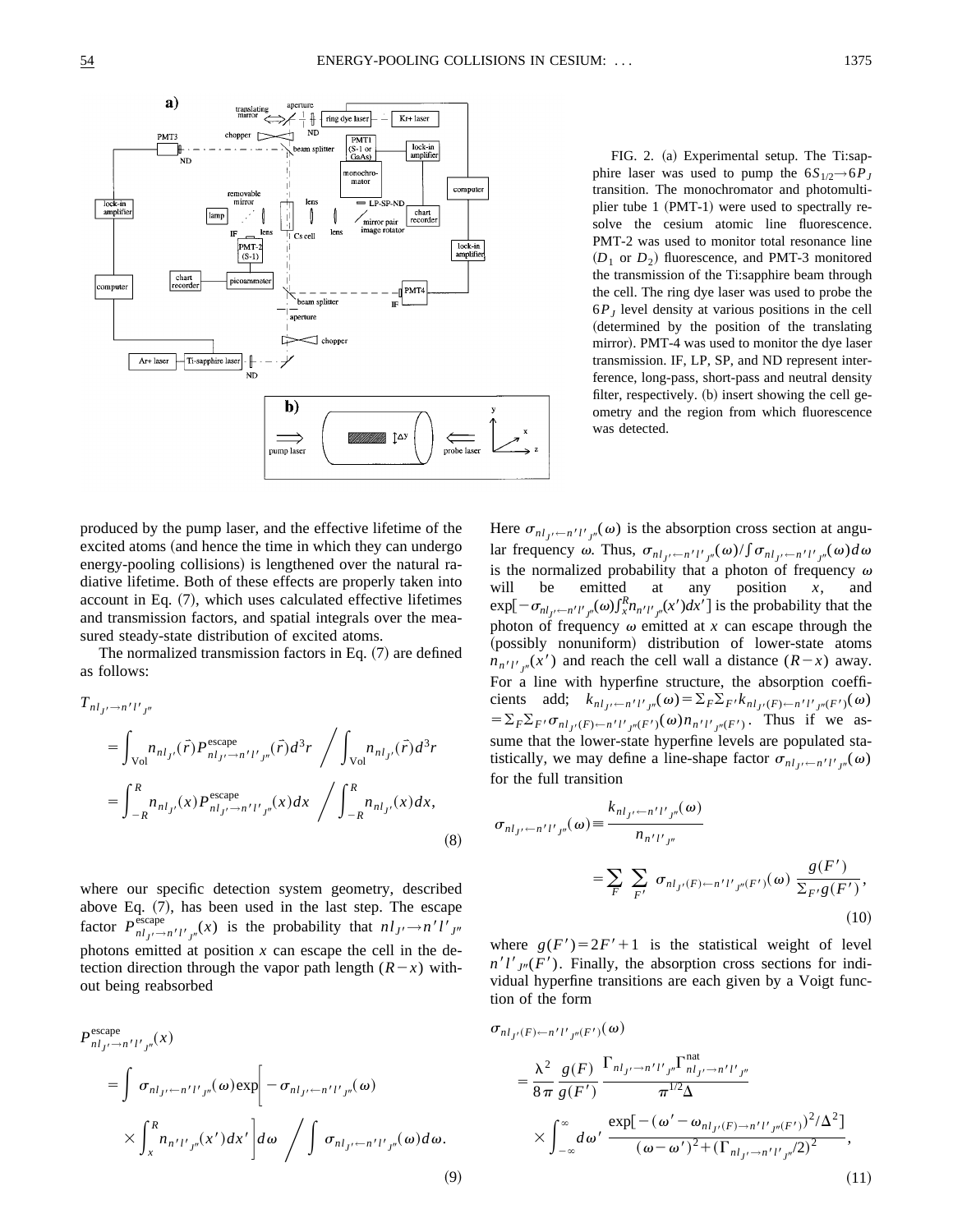FIG. 2. (a) Experimental setup. The Ti:sapphire laser was used to pump the $6S_{1/2} \rightarrow 6P_J$ transition. The monochromator and photomultiplier tube 1 (PMT-1) were used to spectrally resolve the cesium atomic line fluorescence. PMT-2 was used to monitor total resonance line ($D_1$ or $D_2$) fluorescence, and PMT-3 monitored the transmission of the Ti:sapphire beam through the cell. The ring dye laser was used to probe the $6P_J$ level density at various positions in the cell (determined by the position of the translating mirror). PMT-4 was used to monitor the dye laser transmission. IF, LP, SP, and ND represent interference, long-pass, short-pass and neutral density filter, respectively. (b) insert showing the cell geometry and the region from which fluorescence was detected.

produced by the pump laser, and the effective lifetime of the excited atoms (and hence the time in which they can undergo energy-pooling collisions) is lengthened over the natural radiative lifetime. Both of these effects are properly taken into account in Eq. (7), which uses calculated effective lifetimes and transmission factors, and spatial integrals over the measured steady-state distribution of excited atoms.

The normalized transmission factors in Eq. (7) are defined as follows:

$$
\begin{aligned}
T_{nl_{J'} \rightarrow n'l'_{J''}} &= \int_{\mathrm{Vol}} n_{nl_{J'}}(\vec{r}) P^{\mathrm{escape}}_{nl_{J'} \rightarrow n'l'_{J''}}(\vec{r}) d^3r \bigg/ \int_{\mathrm{Vol}} n_{nl_{J'}}(\vec{r}) d^3r \\
&= \int_{-R}^{R} n_{nl_{J'}}(x) P^{\mathrm{escape}}_{nl_{J'} \rightarrow n'l'_{J''}}(x) dx \bigg/ \int_{-R}^{R} n_{nl_{J'}}(x) dx,
\end{aligned} \tag{8}
$$

where our specific detection system geometry, described above Eq. (7), has been used in the last step. The escape factor $P^{\mathrm{escape}}_{nl_{J'} \rightarrow n'l'_{J''}}(x)$ is the probability that $nl_{J'} \rightarrow n'l'_{J''}$ photons emitted at position $x$ can escape the cell in the detection direction through the vapor path length $(R-x)$ without being reabsorbed

$$
\begin{aligned}
P^{\mathrm{escape}}_{nl_{J'} \rightarrow n'l'_{J''}}(x) &= \int \sigma_{nl_{J'} \leftarrow n'l'_{J''}}(\omega) \exp\bigg[ -\sigma_{nl_{J'} \leftarrow n'l'_{J''}}(\omega) \\
&\quad \times \int_{x}^{R} n_{n'l'_{J''}}(x') dx' \bigg] d\omega \bigg/ \int \sigma_{nl_{J'} \leftarrow n'l'_{J''}}(\omega) d\omega.
\end{aligned} \tag{9}
$$

Here $\sigma_{nl_{J'} \leftarrow n'l'_{J''}}(\omega)$ is the absorption cross section at angular frequency $\omega$. Thus, $\sigma_{nl_{J'} \leftarrow n'l'_{J''}}(\omega) / \int \sigma_{nl_{J'} \leftarrow n'l'_{J''}}(\omega) d\omega$ is the normalized probability that a photon of frequency $\omega$ will be emitted at any position $x$, and $\exp[-\sigma_{nl_{J'} \leftarrow n'l'_{J''}}(\omega) \int_x^R n_{n'l'_{J''}}(x') dx']$ is the probability that the photon of frequency $\omega$ emitted at $x$ can escape through the (possibly nonuniform) distribution of lower-state atoms $n_{n'l'_{J''}}(x')$ and reach the cell wall a distance $(R-x)$ away. For a line with hyperfine structure, the absorption coefficients add; $k_{nl_{J'} \leftarrow n'l'_{J''}}(\omega) = \Sigma_F \Sigma_{F'} k_{nl_{J'}(F) \leftarrow n'l'_{J''}(F')}(\omega) = \Sigma_F \Sigma_{F'} \sigma_{nl_{J'}(F) \leftarrow n'l'_{J''}(F')}(\omega) n_{n'l'_{J''}(F')}$. Thus if we assume that the lower-state hyperfine levels are populated statistically, we may define a line-shape factor $\sigma_{nl_{J'} \leftarrow n'l'_{J''}}(\omega)$ for the full transition

$$
\begin{aligned}
\sigma_{nl_{J'} \leftarrow n'l'_{J''}}(\omega) &\equiv \frac{k_{nl_{J'} \leftarrow n'l'_{J''}}(\omega)}{n_{n'l'_{J''}}} \\
&= \sum_F \sum_{F'} \sigma_{nl_{J'}(F) \leftarrow n'l'_{J''}(F')}(\omega) \frac{g(F')}{\Sigma_{F'} g(F')},
\end{aligned} \tag{10}
$$

where $g(F') = 2F' + 1$ is the statistical weight of level $n'l'_{J''}(F')$. Finally, the absorption cross sections for individual hyperfine transitions are each given by a Voigt function of the form

$$
\begin{aligned}
\sigma_{nl_{J'}(F) \leftarrow n'l'_{J''}(F')}(\omega) &= \frac{\lambda^2}{8\pi} \frac{g(F)}{g(F')} \frac{\Gamma_{nl_{J'} \rightarrow n'l'_{J''}} \Gamma^{\mathrm{nat}}_{nl_{J'} \rightarrow n'l'_{J''}}}{\pi^{1/2} \Delta} \\
&\quad \times \int_{-\infty}^{\infty} d\omega' \frac{\exp[-(\omega' - \omega_{nl_{J'}(F) \rightarrow n'l'_{J''}(F')})^2 / \Delta^2]}{(\omega - \omega')^2 + (\Gamma_{nl_{J'} \rightarrow n'l'_{J''}}/2)^2},
\end{aligned} \tag{11}
$$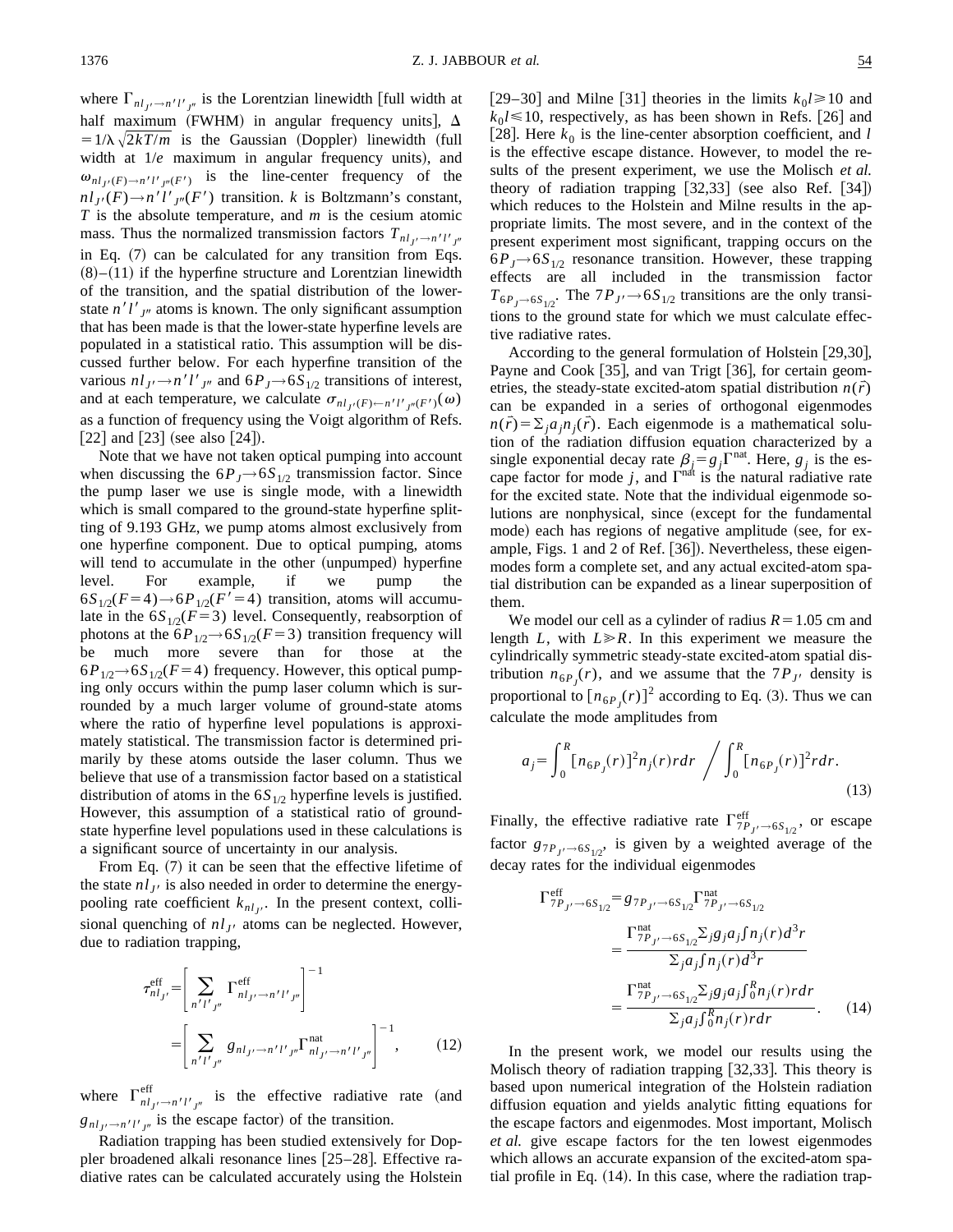where $\Gamma_{nl_{J'}\to n'l'_{J''}}$ is the Lorentzian linewidth [full width at half maximum (FWHM) in angular frequency units], $\Delta = 1/\lambda\sqrt{2kT/m}$ is the Gaussian (Doppler) linewidth (full width at $1/e$ maximum in angular frequency units), and $\omega_{nl_{J'}(F)\to n'l'_{J''}(F')}$ is the line-center frequency of the $nl_{J'}(F)\to n'l'_{J''}(F')$ transition. $k$ is Boltzmann's constant, $T$ is the absolute temperature, and $m$ is the cesium atomic mass. Thus the normalized transmission factors $T_{nl_{J'}\to n'l'_{J''}}$ in Eq. (7) can be calculated for any transition from Eqs. (8)–(11) if the hyperfine structure and Lorentzian linewidth of the transition, and the spatial distribution of the lower-state $n'l'_{J''}$ atoms is known. The only significant assumption that has been made is that the lower-state hyperfine levels are populated in a statistical ratio. This assumption will be discussed further below. For each hyperfine transition of the various $nl_{J'}\to n'l'_{J''}$ and $6P_J\to 6S_{1/2}$ transitions of interest, and at each temperature, we calculate $\sigma_{nl_{J'}(F)\leftarrow n'l'_{J''}(F')}(\omega)$ as a function of frequency using the Voigt algorithm of Refs. [22] and [23] (see also [24]).

Note that we have not taken optical pumping into account when discussing the $6P_J\to 6S_{1/2}$ transmission factor. Since the pump laser we use is single mode, with a linewidth which is small compared to the ground-state hyperfine splitting of 9.193 GHz, we pump atoms almost exclusively from one hyperfine component. Due to optical pumping, atoms will tend to accumulate in the other (unpumped) hyperfine level. For example, if we pump the $6S_{1/2}(F=4)\to 6P_{1/2}(F'=4)$ transition, atoms will accumulate in the $6S_{1/2}(F=3)$ level. Consequently, reabsorption of photons at the $6P_{1/2}\to 6S_{1/2}(F=3)$ transition frequency will be much more severe than for those at the $6P_{1/2}\to 6S_{1/2}(F=4)$ frequency. However, this optical pumping only occurs within the pump laser column which is surrounded by a much larger volume of ground-state atoms where the ratio of hyperfine level populations is approximately statistical. The transmission factor is determined primarily by these atoms outside the laser column. Thus we believe that use of a transmission factor based on a statistical distribution of atoms in the $6S_{1/2}$ hyperfine levels is justified. However, this assumption of a statistical ratio of ground-state hyperfine level populations used in these calculations is a significant source of uncertainty in our analysis.

From Eq. (7) it can be seen that the effective lifetime of the state $nl_{J'}$ is also needed in order to determine the energy-pooling rate coefficient $k_{nl_{J'}}$. In the present context, collisional quenching of $nl_{J'}$ atoms can be neglected. However, due to radiation trapping,

$$\tau^{\mathrm{eff}}_{nl_{J'}} = \left[\sum_{n'l'_{J''}} \Gamma^{\mathrm{eff}}_{nl_{J'}\to n'l'_{J''}}\right]^{-1} = \left[\sum_{n'l'_{J''}} g_{nl_{J'}\to n'l'_{J''}}\Gamma^{\mathrm{nat}}_{nl_{J'}\to n'l'_{J''}}\right]^{-1}, \tag{12}$$

where $\Gamma^{\mathrm{eff}}_{nl_{J'}\to n'l'_{J''}}$ is the effective radiative rate (and $g_{nl_{J'}\to n'l'_{J''}}$ is the escape factor) of the transition.

Radiation trapping has been studied extensively for Doppler broadened alkali resonance lines [25–28]. Effective radiative rates can be calculated accurately using the Holstein [29–30] and Milne [31] theories in the limits $k_0 l \geq 10$ and $k_0 l \leq 10$, respectively, as has been shown in Refs. [26] and [28]. Here $k_0$ is the line-center absorption coefficient, and $l$ is the effective escape distance. However, to model the results of the present experiment, we use the Molisch *et al.* theory of radiation trapping [32,33] (see also Ref. [34]) which reduces to the Holstein and Milne results in the appropriate limits. The most severe, and in the context of the present experiment most significant, trapping occurs on the $6P_J\to 6S_{1/2}$ resonance transition. However, these trapping effects are all included in the transmission factor $T_{6P_J\to 6S_{1/2}}$. The $7P_{J'}\to 6S_{1/2}$ transitions are the only transitions to the ground state for which we must calculate effective radiative rates.

According to the general formulation of Holstein [29,30], Payne and Cook [35], and van Trigt [36], for certain geometries, the steady-state excited-atom spatial distribution $n(\vec{r})$ can be expanded in a series of orthogonal eigenmodes $n(\vec{r}) = \sum_j a_j n_j(\vec{r})$. Each eigenmode is a mathematical solution of the radiation diffusion equation characterized by a single exponential decay rate $\beta_j = g_j\Gamma^{\mathrm{nat}}$. Here, $g_j$ is the escape factor for mode $j$, and $\Gamma^{\mathrm{nat}}$ is the natural radiative rate for the excited state. Note that the individual eigenmode solutions are nonphysical, since (except for the fundamental mode) each has regions of negative amplitude (see, for example, Figs. 1 and 2 of Ref. [36]). Nevertheless, these eigenmodes form a complete set, and any actual excited-atom spatial distribution can be expanded as a linear superposition of them.

We model our cell as a cylinder of radius $R = 1.05$ cm and length $L$, with $L \gg R$. In this experiment we measure the cylindrically symmetric steady-state excited-atom spatial distribution $n_{6P_J}(r)$, and we assume that the $7P_{J'}$ density is proportional to $[n_{6P_J}(r)]^2$ according to Eq. (3). Thus we can calculate the mode amplitudes from

$$a_j = \int_0^R [n_{6P_J}(r)]^2 n_j(r) r dr \Bigg/ \int_0^R [n_{6P_J}(r)]^2 r dr. \tag{13}$$

Finally, the effective radiative rate $\Gamma^{\mathrm{eff}}_{7P_{J'}\to 6S_{1/2}}$, or escape factor $g_{7P_{J'}\to 6S_{1/2}}$, is given by a weighted average of the decay rates for the individual eigenmodes

$$\begin{aligned}\Gamma^{\mathrm{eff}}_{7P_{J'}\to 6S_{1/2}} &= g_{7P_{J'}\to 6S_{1/2}}\Gamma^{\mathrm{nat}}_{7P_{J'}\to 6S_{1/2}} \\ &= \frac{\Gamma^{\mathrm{nat}}_{7P_{J'}\to 6S_{1/2}}\sum_j g_j a_j \int n_j(r) d^3 r}{\sum_j a_j \int n_j(r) d^3 r} \\ &= \frac{\Gamma^{\mathrm{nat}}_{7P_{J'}\to 6S_{1/2}}\sum_j g_j a_j \int_0^R n_j(r) r dr}{\sum_j a_j \int_0^R n_j(r) r dr}.\end{aligned} \tag{14}$$

In the present work, we model our results using the Molisch theory of radiation trapping [32,33]. This theory is based upon numerical integration of the Holstein radiation diffusion equation and yields analytic fitting equations for the escape factors and eigenmodes. Most important, Molisch *et al.* give escape factors for the ten lowest eigenmodes which allows an accurate expansion of the excited-atom spatial profile in Eq. (14). In this case, where the radiation trap-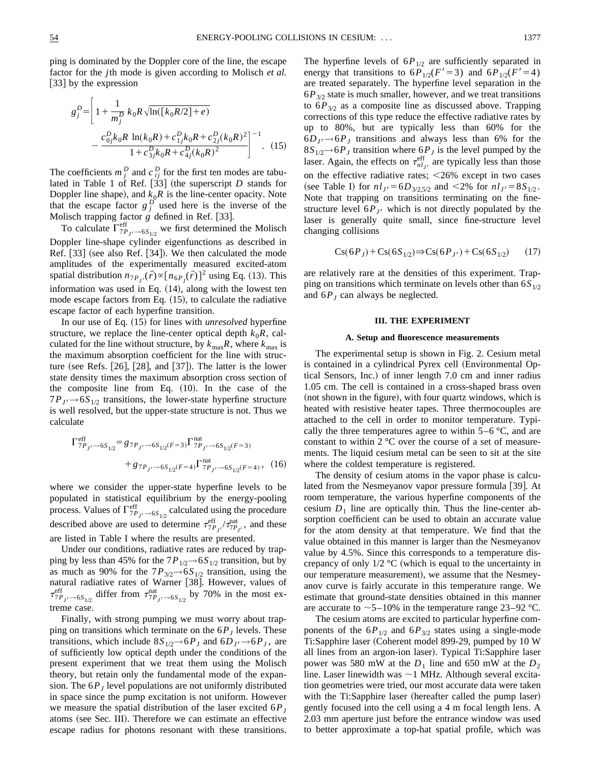ping is dominated by the Doppler core of the line, the escape factor for the $j$th mode is given according to Molisch *et al.* [33] by the expression

$$g_j^D = \left[ 1 + \frac{1}{m_j^D} k_0 R \sqrt{\ln([k_0 R/2] + e)} - \frac{c_{0j}^D k_0 R \ln(k_0 R) + c_{1j}^D k_0 R + c_{2j}^D (k_0 R)^2}{1 + c_{3j}^D k_0 R + c_{4j}^D (k_0 R)^2} \right]^{-1}. \quad (15)$$

The coefficients $m_j^D$ and $c_{ij}^D$ for the first ten modes are tabulated in Table 1 of Ref. [33] (the superscript $D$ stands for Doppler line shape), and $k_0 R$ is the line-center opacity. Note that the escape factor $g_j^D$ used here is the inverse of the Molisch trapping factor $g$ defined in Ref. [33].

To calculate $\Gamma^{\mathrm{eff}}_{7P_{J'} \to 6S_{1/2}}$ we first determined the Molisch Doppler line-shape cylinder eigenfunctions as described in Ref. [33] (see also Ref. [34]). We then calculated the mode amplitudes of the experimentally measured excited-atom spatial distribution $n_{7P_{J'}}(\vec{r}) \propto [n_{6P_J}(\vec{r})]^2$ using Eq. (13). This information was used in Eq. (14), along with the lowest ten mode escape factors from Eq. (15), to calculate the radiative escape factor of each hyperfine transition.

In our use of Eq. (15) for lines with *unresolved* hyperfine structure, we replace the line-center optical depth $k_0 R$, calculated for the line without structure, by $k_{\max} R$, where $k_{\max}$ is the maximum absorption coefficient for the line with structure (see Refs. [26], [28], and [37]). The latter is the lower state density times the maximum absorption cross section of the composite line from Eq. (10). In the case of the $7P_{J'} \to 6S_{1/2}$ transitions, the lower-state hyperfine structure is well resolved, but the upper-state structure is not. Thus we calculate

$$\Gamma^{\mathrm{eff}}_{7P_{J'} \to 6S_{1/2}} = g_{7P_{J'} \to 6S_{1/2}(F=3)} \Gamma^{\mathrm{nat}}_{7P_{J'} \to 6S_{1/2}(F=3)} + g_{7P_{J'} \to 6S_{1/2}(F=4)} \Gamma^{\mathrm{nat}}_{7P_{J'} \to 6S_{1/2}(F=4)}, \quad (16)$$

where we consider the upper-state hyperfine levels to be populated in statistical equilibrium by the energy-pooling process. Values of $\Gamma^{\mathrm{eff}}_{7P_{J'} \to 6S_{1/2}}$ calculated using the procedure described above are used to determine $\tau^{\mathrm{eff}}_{7P_{J'}} / \tau^{\mathrm{nat}}_{7P_{J'}}$, and these are listed in Table I where the results are presented.

Under our conditions, radiative rates are reduced by trapping by less than 45% for the $7P_{1/2} \to 6S_{1/2}$ transition, but by as much as 90% for the $7P_{3/2} \to 6S_{1/2}$ transition, using the natural radiative rates of Warner [38]. However, values of $\tau^{\mathrm{eff}}_{7P_{J'} \to 6S_{1/2}}$ differ from $\tau^{\mathrm{nat}}_{7P_{J'} \to 6S_{1/2}}$ by 70% in the most extreme case.

Finally, with strong pumping we must worry about trapping on transitions which terminate on the $6P_J$ levels. These transitions, which include $8S_{1/2} \to 6P_J$ and $6D_{J'} \to 6P_J$, are of sufficiently low optical depth under the conditions of the present experiment that we treat them using the Molisch theory, but retain only the fundamental mode of the expansion. The $6P_J$ level populations are not uniformly distributed in space since the pump excitation is not uniform. However we measure the spatial distribution of the laser excited $6P_J$ atoms (see Sec. III). Therefore we can estimate an effective escape radius for photons resonant with these transitions. The hyperfine levels of $6P_{1/2}$ are sufficiently separated in energy that transitions to $6P_{1/2}(F'=3)$ and $6P_{1/2}(F'=4)$ are treated separately. The hyperfine level separation in the $6P_{3/2}$ state is much smaller, however, and we treat transitions to $6P_{3/2}$ as a composite line as discussed above. Trapping corrections of this type reduce the effective radiative rates by up to 80%, but are typically less than 60% for the $6D_{J'} \to 6P_J$ transitions and always less than 6% for the $8S_{1/2} \to 6P_J$ transition where $6P_J$ is the level pumped by the laser. Again, the effects on $\tau^{\mathrm{eff}}_{nl_{J'}}$ are typically less than those on the effective radiative rates; <26% except in two cases (see Table I) for $nl_{J'} = 6D_{3/2,5/2}$ and <2% for $nl_{J'} = 8S_{1/2}$. Note that trapping on transitions terminating on the fine-structure level $6P_{J'}$ which is not directly populated by the laser is generally quite small, since fine-structure level changing collisions

$$\mathrm{Cs}(6P_J) + \mathrm{Cs}(6S_{1/2}) \Rightarrow \mathrm{Cs}(6P_{J'}) + \mathrm{Cs}(6S_{1/2}) \quad (17)$$

are relatively rare at the densities of this experiment. Trapping on transitions which terminate on levels other than $6S_{1/2}$ and $6P_J$ can always be neglected.

## III. THE EXPERIMENT

### A. Setup and fluorescence measurements

The experimental setup is shown in Fig. 2. Cesium metal is contained in a cylindrical Pyrex cell (Environmental Optical Sensors, Inc.) of inner length 7.0 cm and inner radius 1.05 cm. The cell is contained in a cross-shaped brass oven (not shown in the figure), with four quartz windows, which is heated with resistive heater tapes. Three thermocouples are attached to the cell in order to monitor temperature. Typically the three temperatures agree to within 5–6 °C, and are constant to within 2 °C over the course of a set of measurements. The liquid cesium metal can be seen to sit at the site where the coldest temperature is registered.

The density of cesium atoms in the vapor phase is calculated from the Nesmeyanov vapor pressure formula [39]. At room temperature, the various hyperfine components of the cesium $D_1$ line are optically thin. Thus the line-center absorption coefficient can be used to obtain an accurate value for the atom density at that temperature. We find that the value obtained in this manner is larger than the Nesmeyanov value by 4.5%. Since this corresponds to a temperature discrepancy of only 1/2 °C (which is equal to the uncertainty in our temperature measurement), we assume that the Nesmeyanov curve is fairly accurate in this temperature range. We estimate that ground-state densities obtained in this manner are accurate to ~5–10% in the temperature range 23–92 °C.

The cesium atoms are excited to particular hyperfine components of the $6P_{1/2}$ and $6P_{3/2}$ states using a single-mode Ti:Sapphire laser (Coherent model 899-29, pumped by 10 W all lines from an argon-ion laser). Typical Ti:Sapphire laser power was 580 mW at the $D_1$ line and 650 mW at the $D_2$ line. Laser linewidth was ~1 MHz. Although several excitation geometries were tried, our most accurate data were taken with the Ti:Sapphire laser (hereafter called the pump laser) gently focused into the cell using a 4 m focal length lens. A 2.03 mm aperture just before the entrance window was used to better approximate a top-hat spatial profile, which was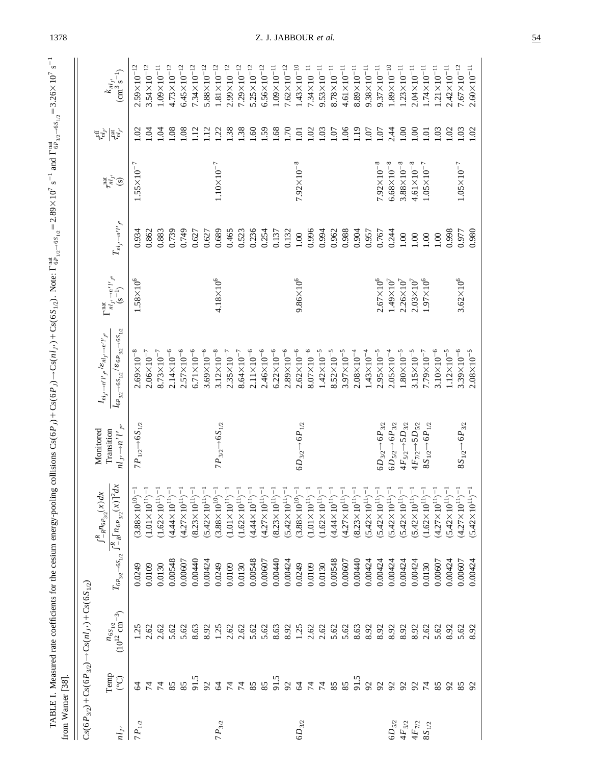TABLE I. Measured rate coefficients for the cesium energy-pooling collisions $Cs(6P_J)+Cs(6P_J)\rightarrow Cs(nl_{J'})+Cs(6S_{1/2})$. Note: $\Gamma^{nat}_{6P_{1/2}\rightarrow 6S_{1/2}}=2.89\times10^7$ s$^{-1}$ and $\Gamma^{nat}_{6P_{3/2}\rightarrow 6S_{1/2}}=3.26\times10^7$ s$^{-1}$ from Wamer [38].

$Cs(6P_{3/2})+Cs(6P_{3/2})\rightarrow Cs(nl_{J'})+Cs(6S_{1/2})$

| $nl_{J'}$ | Temp (°C) | $n_{6S_{1/2}}$ ($10^{12}$ cm$^{-3}$) | $T_{6P_{3/2}\rightarrow 6S_{1/2}}$ | $\frac{\int_{-R}^{R} n_{6P_{3/2}}(x)dx}{\int_{-R}^{R}[n_{6P_{3/2}}(x)]^2dx}$ | Monitored Transition $nl_{J'}\rightarrow n'l'_{J''}$ | $\frac{I_{nl_{J'}\rightarrow n'l'_{J''}}/\epsilon_{nl_{J'}\rightarrow n'l'_{J''}}}{I_{6P_{3/2}\rightarrow 6S_{1/2}}/\epsilon_{6P_{3/2}\rightarrow 6S_{1/2}}}$ | $\Gamma^{nat}_{nl_{J'}\rightarrow n'l'_{J''}}$ (s$^{-1}$) | $T_{nl_{J'}\rightarrow n'l'_{J''}}$ | $\tau^{nat}_{nl_{J'}}$ (s) | $\frac{\tau^{eff}_{nl_{J'}}}{\tau^{nat}_{nl_{J'}}}$ | $k_{nl_{J'}}$ (cm$^3$ s$^{-1}$) |
|---|---|---|---|---|---|---|---|---|---|---|---|
| $7P_{1/2}$ | 64 | 1.25 | 0.0249 | $(3.88\times10^{10})^{-1}$ | $7P_{1/2}\rightarrow 6S_{1/2}$ | $2.69\times10^{-8}$ | $1.58\times10^{6}$ | 0.934 | $1.55\times10^{-7}$ | 1.02 | $2.59\times10^{-12}$ |
| | 74 | 2.62 | 0.0109 | $(1.01\times10^{11})^{-1}$ | | $2.06\times10^{-7}$ | | 0.862 | | 1.04 | $3.54\times10^{-12}$ |
| | 74 | 2.62 | 0.0130 | $(1.62\times10^{11})^{-1}$ | | $8.73\times10^{-7}$ | | 0.883 | | 1.04 | $1.09\times10^{-11}$ |
| | 85 | 5.62 | 0.00548 | $(4.44\times10^{11})^{-1}$ | | $2.14\times10^{-6}$ | | 0.739 | | 1.08 | $4.73\times10^{-12}$ |
| | 85 | 5.62 | 0.00607 | $(4.27\times10^{11})^{-1}$ | | $2.57\times10^{-6}$ | | 0.749 | | 1.08 | $6.45\times10^{-12}$ |
| | 91.5 | 8.63 | 0.00440 | $(8.23\times10^{11})^{-1}$ | | $6.71\times10^{-6}$ | | 0.627 | | 1.12 | $7.34\times10^{-12}$ |
| | 92 | 8.92 | 0.00424 | $(5.42\times10^{11})^{-1}$ | | $3.69\times10^{-6}$ | | 0.627 | | 1.12 | $5.88\times10^{-12}$ |
| $7P_{3/2}$ | 64 | 1.25 | 0.0249 | $(3.88\times10^{10})^{-1}$ | $7P_{3/2}\rightarrow 6S_{1/2}$ | $3.12\times10^{-8}$ | $4.18\times10^{6}$ | 0.689 | $1.10\times10^{-7}$ | 1.22 | $1.81\times10^{-12}$ |
| | 74 | 2.62 | 0.0109 | $(1.01\times10^{11})^{-1}$ | | $2.35\times10^{-7}$ | | 0.465 | | 1.38 | $2.99\times10^{-12}$ |
| | 74 | 2.62 | 0.0130 | $(1.62\times10^{11})^{-1}$ | | $8.64\times10^{-7}$ | | 0.523 | | 1.38 | $7.29\times10^{-12}$ |
| | 85 | 5.62 | 0.00548 | $(4.44\times10^{11})^{-1}$ | | $2.11\times10^{-6}$ | | 0.236 | | 1.60 | $5.25\times10^{-12}$ |
| | 85 | 5.62 | 0.00607 | $(4.27\times10^{11})^{-1}$ | | $2.46\times10^{-6}$ | | 0.254 | | 1.59 | $6.56\times10^{-12}$ |
| | 91.5 | 8.63 | 0.00440 | $(8.23\times10^{11})^{-1}$ | | $6.22\times10^{-6}$ | | 0.137 | | 1.68 | $1.09\times10^{-11}$ |
| | 92 | 8.92 | 0.00424 | $(5.42\times10^{11})^{-1}$ | | $2.89\times10^{-6}$ | | 0.132 | | 1.70 | $7.62\times10^{-12}$ |
| $6D_{3/2}$ | 64 | 1.25 | 0.0249 | $(3.88\times10^{10})^{-1}$ | $6D_{3/2}\rightarrow 6P_{1/2}$ | $2.62\times10^{-6}$ | $9.86\times10^{6}$ | 1.00 | $7.92\times10^{-8}$ | 1.01 | $1.43\times10^{-10}$ |
| | 74 | 2.62 | 0.0109 | $(1.01\times10^{11})^{-1}$ | | $8.07\times10^{-6}$ | | 0.996 | | 1.02 | $7.34\times10^{-11}$ |
| | 74 | 2.62 | 0.0130 | $(1.62\times10^{11})^{-1}$ | | $1.42\times10^{-5}$ | | 0.994 | | 1.03 | $9.53\times10^{-11}$ |
| | 85 | 5.62 | 0.00548 | $(4.44\times10^{11})^{-1}$ | | $8.52\times10^{-5}$ | | 0.962 | | 1.07 | $8.78\times10^{-11}$ |
| | 85 | 5.62 | 0.00607 | $(4.27\times10^{11})^{-1}$ | | $3.97\times10^{-5}$ | | 0.988 | | 1.06 | $4.61\times10^{-11}$ |
| | 91.5 | 8.63 | 0.00440 | $(8.23\times10^{11})^{-1}$ | | $2.08\times10^{-4}$ | | 0.904 | | 1.19 | $8.89\times10^{-11}$ |
| | 92 | 8.92 | 0.00424 | $(5.42\times10^{11})^{-1}$ | | $1.43\times10^{-4}$ | | 0.957 | | 1.07 | $9.38\times10^{-11}$ |
| | 92 | 8.92 | 0.00424 | $(5.42\times10^{11})^{-1}$ | $6D_{3/2}\rightarrow 6P_{3/2}$ | $2.95\times10^{-5}$ | $2.67\times10^{6}$ | 0.767 | $7.92\times10^{-8}$ | 1.07 | $9.37\times10^{-11}$ |
| $6D_{5/2}$ | 92 | 8.92 | 0.00424 | $(5.42\times10^{11})^{-1}$ | $6D_{5/2}\rightarrow 6P_{3/2}$ | $2.05\times10^{-4}$ | $1.49\times10^{7}$ | 0.244 | $6.68\times10^{-8}$ | 2.44 | $1.89\times10^{-10}$ |
| $4F_{5/2}$ | 92 | 8.92 | 0.00424 | $(5.42\times10^{11})^{-1}$ | $4F_{5/2}\rightarrow 5D_{3/2}$ | $1.80\times10^{-5}$ | $2.26\times10^{7}$ | 1.00 | $3.88\times10^{-8}$ | 1.00 | $1.23\times10^{-11}$ |
| $4F_{7/2}$ | 92 | 8.92 | 0.00424 | $(5.42\times10^{11})^{-1}$ | $4F_{7/2}\rightarrow 5D_{5/2}$ | $3.15\times10^{-5}$ | $2.03\times10^{7}$ | 1.00 | $4.61\times10^{-8}$ | 1.00 | $2.04\times10^{-11}$ |
| $8S_{1/2}$ | 74 | 2.62 | 0.0130 | $(1.62\times10^{11})^{-1}$ | $8S_{1/2}\rightarrow 6P_{1/2}$ | $7.79\times10^{-7}$ | $1.97\times10^{6}$ | 1.00 | $1.05\times10^{-7}$ | 1.01 | $1.74\times10^{-11}$ |
| | 85 | 5.62 | 0.00607 | $(4.27\times10^{11})^{-1}$ | | $3.10\times10^{-6}$ | | 1.00 | | 1.03 | $1.21\times10^{-11}$ |
| | 92 | 8.92 | 0.00424 | $(5.42\times10^{11})^{-1}$ | | $1.12\times10^{-5}$ | | 0.998 | | 1.02 | $2.42\times10^{-11}$ |
| | 85 | 5.62 | 0.00607 | $(4.27\times10^{11})^{-1}$ | $8S_{1/2}\rightarrow 6P_{3/2}$ | $3.39\times10^{-6}$ | $3.62\times10^{6}$ | 0.977 | $1.05\times10^{-7}$ | 1.03 | $7.67\times10^{-12}$ |
| | 92 | 8.92 | 0.00424 | $(5.42\times10^{11})^{-1}$ | | $2.08\times10^{-5}$ | | 0.980 | | 1.02 | $2.60\times10^{-11}$ |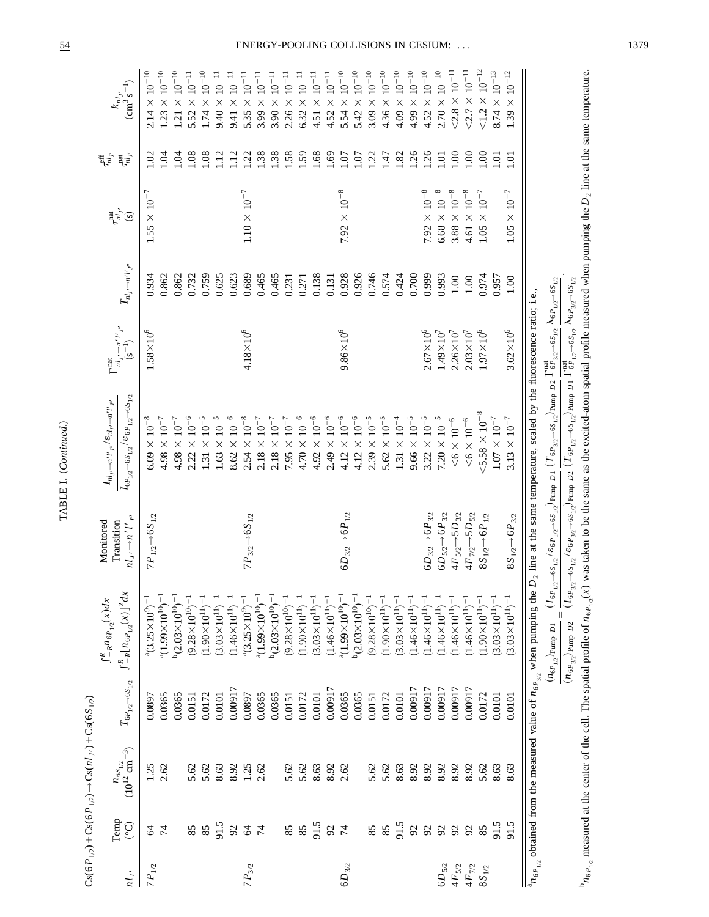TABLE I. (*Continued.*)

$Cs(6P_{1/2})+Cs(6P_{1/2})\rightarrow Cs(nl_{J'})+Cs(6S_{1/2})$

| $nl_{J'}$ | Temp (°C) | $n_{6S_{1/2}}$ ($10^{12}$ cm$^{-3}$) | $T_{6P_{1/2}\rightarrow 6S_{1/2}}$ | $\frac{\int_{-R}^{R} n_{6P_{1/2}}(x)dx}{\int_{-R}^{R}[n_{6P_{1/2}}(x)]^2dx}$ | Monitored Transition $nl_{J'}\rightarrow n'l'_{J''}$ | $\frac{I_{nl_{J'}\rightarrow n'l'_{J''}}/\varepsilon_{nl_{J'}\rightarrow n'l'_{J''}}}{I_{6P_{1/2}\rightarrow 6S_{1/2}}/\varepsilon_{6P_{1/2}\rightarrow 6S_{1/2}}}$ | $\Gamma^{\rm nat}_{nl_{J'}\rightarrow n'l'_{J''}}$ (s$^{-1}$) | $T_{nl_{J'}\rightarrow n'l'_{J''}}$ | $\tau^{\rm nat}_{nl_{J'}}$ (s) | $\frac{\tau^{\rm eff}_{nl_{J'}}}{\tau^{\rm nat}_{nl_{J'}}}$ | $k_{nl_{J'}}$ (cm$^3$ s$^{-1}$) |
|---|---|---|---|---|---|---|---|---|---|---|---|
| $7P_{1/2}$ | 64 | 1.25 | 0.0897 | [a]$(3.25\times10^{9})^{-1}$ | $7P_{1/2}\rightarrow 6S_{1/2}$ | $6.09\times10^{-8}$ | $1.58\times10^{6}$ | 0.934 | $1.55\times10^{-7}$ | 1.02 | $2.14\times10^{-10}$ |
| | 74 | 2.62 | 0.0365 | [a]$(1.99\times10^{10})^{-1}$ | | $4.98\times10^{-7}$ | | 0.862 | | 1.04 | $1.23\times10^{-10}$ |
| | | | 0.0365 | [b]$(2.03\times10^{10})^{-1}$ | | $4.98\times10^{-7}$ | | 0.862 | | 1.04 | $1.21\times10^{-10}$ |
| | 85 | 5.62 | 0.0151 | $(9.28\times10^{10})^{-1}$ | | $2.22\times10^{-6}$ | | 0.732 | | 1.08 | $5.52\times10^{-11}$ |
| | 85 | 5.62 | 0.0172 | $(1.90\times10^{11})^{-1}$ | | $1.31\times10^{-5}$ | | 0.759 | | 1.08 | $1.74\times10^{-10}$ |
| | 91.5 | 8.63 | 0.0101 | $(3.03\times10^{11})^{-1}$ | | $1.63\times10^{-5}$ | | 0.625 | | 1.12 | $9.40\times10^{-11}$ |
| | 92 | 8.92 | 0.00917 | $(1.46\times10^{11})^{-1}$ | | $8.62\times10^{-6}$ | | 0.623 | | 1.12 | $9.41\times10^{-11}$ |
| $7P_{3/2}$ | 64 | 1.25 | 0.0897 | [a]$(3.25\times10^{9})^{-1}$ | $7P_{3/2}\rightarrow 6S_{1/2}$ | $2.54\times10^{-8}$ | $4.18\times10^{6}$ | 0.689 | $1.10\times10^{-7}$ | 1.22 | $5.35\times10^{-11}$ |
| | 74 | 2.62 | 0.0365 | [a]$(1.99\times10^{10})^{-1}$ | | $2.18\times10^{-7}$ | | 0.465 | | 1.38 | $3.99\times10^{-11}$ |
| | | | 0.0365 | [b]$(2.03\times10^{10})^{-1}$ | | $2.18\times10^{-7}$ | | 0.465 | | 1.38 | $3.90\times10^{-11}$ |
| | 85 | 5.62 | 0.0151 | $(9.28\times10^{10})^{-1}$ | | $7.95\times10^{-7}$ | | 0.231 | | 1.58 | $2.26\times10^{-11}$ |
| | 85 | 5.62 | 0.0172 | $(1.90\times10^{11})^{-1}$ | | $4.70\times10^{-6}$ | | 0.271 | | 1.59 | $6.32\times10^{-11}$ |
| | 91.5 | 8.63 | 0.0101 | $(3.03\times10^{11})^{-1}$ | | $4.92\times10^{-6}$ | | 0.138 | | 1.68 | $4.51\times10^{-11}$ |
| | 92 | 8.92 | 0.00917 | $(1.46\times10^{11})^{-1}$ | | $2.49\times10^{-6}$ | | 0.131 | | 1.69 | $4.52\times10^{-11}$ |
| $6D_{3/2}$ | 74 | 2.62 | 0.0365 | [a]$(1.99\times10^{10})^{-1}$ | $6D_{3/2}\rightarrow 6P_{1/2}$ | $4.12\times10^{-6}$ | $9.86\times10^{6}$ | 0.928 | $7.92\times10^{-8}$ | 1.07 | $5.54\times10^{-10}$ |
| | | | 0.0365 | [b]$(2.03\times10^{10})^{-1}$ | | $4.12\times10^{-6}$ | | 0.926 | | 1.07 | $5.42\times10^{-10}$ |
| | 85 | 5.62 | 0.0151 | $(9.28\times10^{10})^{-1}$ | | $2.39\times10^{-5}$ | | 0.746 | | 1.22 | $3.09\times10^{-10}$ |
| | 85 | 5.62 | 0.0172 | $(1.90\times10^{11})^{-1}$ | | $5.62\times10^{-5}$ | | 0.574 | | 1.47 | $4.36\times10^{-10}$ |
| | 91.5 | 8.63 | 0.0101 | $(3.03\times10^{11})^{-1}$ | | $1.31\times10^{-4}$ | | 0.424 | | 1.82 | $4.09\times10^{-10}$ |
| | 92 | 8.92 | 0.00917 | $(1.46\times10^{11})^{-1}$ | | $9.66\times10^{-5}$ | | 0.700 | | 1.26 | $4.99\times10^{-10}$ |
| | 92 | 8.92 | 0.00917 | $(1.46\times10^{11})^{-1}$ | $6D_{3/2}\rightarrow 6P_{3/2}$ | $3.22\times10^{-5}$ | $2.67\times10^{6}$ | 0.999 | $7.92\times10^{-8}$ | 1.26 | $4.52\times10^{-10}$ |
| $6D_{5/2}$ | 92 | 8.92 | 0.00917 | $(1.46\times10^{11})^{-1}$ | $6D_{5/2}\rightarrow 6P_{3/2}$ | $7.20\times10^{-5}$ | $1.49\times10^{7}$ | 0.993 | $6.68\times10^{-8}$ | 1.01 | $2.70\times10^{-10}$ |
| $4F_{5/2}$ | 92 | 8.92 | 0.00917 | $(1.46\times10^{11})^{-1}$ | $4F_{5/2}\rightarrow 5D_{3/2}$ | $<6\times10^{-6}$ | $2.26\times10^{7}$ | 1.00 | $3.88\times10^{-8}$ | 1.00 | $<2.8\times10^{-11}$ |
| $4F_{7/2}$ | 92 | 8.92 | 0.00917 | $(1.46\times10^{11})^{-1}$ | $4F_{7/2}\rightarrow 5D_{5/2}$ | $<6\times10^{-6}$ | $2.03\times10^{7}$ | 1.00 | $4.61\times10^{-8}$ | 1.00 | $<2.7\times10^{-11}$ |
| $8S_{1/2}$ | 85 | 5.62 | 0.0172 | $(1.90\times10^{11})^{-1}$ | $8S_{1/2}\rightarrow 6P_{1/2}$ | $<5.58\times10^{-8}$ | $1.97\times10^{6}$ | 0.974 | $1.05\times10^{-7}$ | 1.00 | $<1.2\times10^{-12}$ |
| | 91.5 | 8.63 | 0.0101 | $(3.03\times10^{11})^{-1}$ | | $1.07\times10^{-7}$ | | 0.957 | | 1.01 | $8.74\times10^{-13}$ |
| | 91.5 | 8.63 | 0.0101 | $(3.03\times10^{11})^{-1}$ | $8S_{1/2}\rightarrow 6P_{3/2}$ | $3.13\times10^{-7}$ | $3.62\times10^{6}$ | 1.00 | $1.05\times10^{-7}$ | 1.01 | $1.39\times10^{-12}$ |

[a] $n_{6P_{1/2}}$ obtained from the measured value of $n_{6P_{3/2}}$ when pumping the $D_2$ line at the same temperature, scaled by the fluorescence ratio; i.e.,

$$\frac{(n_{6P_{1/2}})_{\rm Pump\ D1}}{(n_{6P_{3/2}})_{\rm Pump\ D2}}=\frac{(I_{6P_{1/2}\rightarrow 6S_{1/2}}/\varepsilon_{6P_{1/2}\rightarrow 6S_{1/2}})_{\rm Pump\ D1}}{(I_{6P_{3/2}\rightarrow 6S_{1/2}}/\varepsilon_{6P_{3/2}\rightarrow 6S_{1/2}})_{\rm Pump\ D2}}\,\frac{(T_{6P_{3/2}\rightarrow 6S_{1/2}})_{\rm Pump\ D2}}{(T_{6P_{1/2}\rightarrow 6S_{1/2}})_{\rm Pump\ D1}}\,\frac{\Gamma^{\rm nat}_{6P_{3/2}\rightarrow 6S_{1/2}}}{\Gamma^{\rm nat}_{6P_{1/2}\rightarrow 6S_{1/2}}}\,\frac{\lambda_{6P_{1/2}\rightarrow 6S_{1/2}}}{\lambda_{6P_{3/2}\rightarrow 6S_{1/2}}}.$$

[b] $n_{6P_{1/2}}$ measured at the center of the cell. The spatial profile of $n_{6P_{1/2}}(x)$ was taken to be the same as the excited-atom spatial profile measured when pumping the $D_2$ line at the same temperature.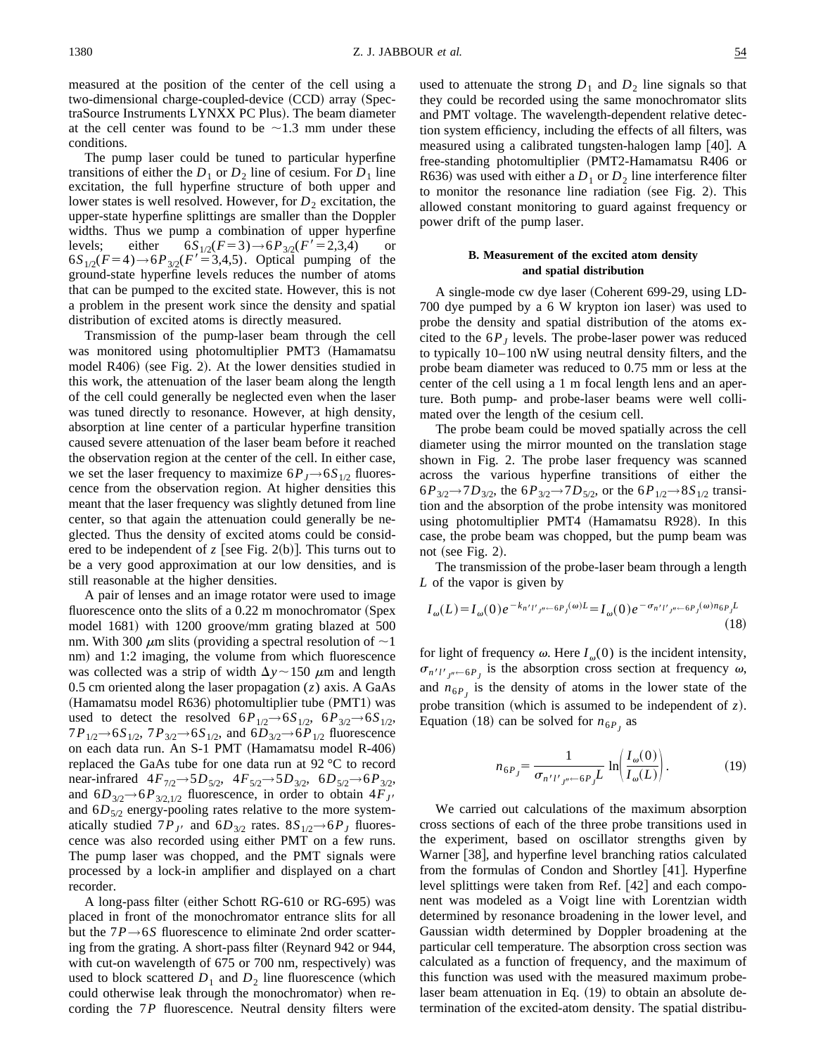measured at the position of the center of the cell using a two-dimensional charge-coupled-device (CCD) array (SpectraSource Instruments LYNXX PC Plus). The beam diameter at the cell center was found to be ~1.3 mm under these conditions.

The pump laser could be tuned to particular hyperfine transitions of either the $D_1$ or $D_2$ line of cesium. For $D_1$ line excitation, the full hyperfine structure of both upper and lower states is well resolved. However, for $D_2$ excitation, the upper-state hyperfine splittings are smaller than the Doppler widths. Thus we pump a combination of upper hyperfine levels; either $6S_{1/2}(F=3)\rightarrow 6P_{3/2}(F'=2,3,4)$ or $6S_{1/2}(F=4)\rightarrow 6P_{3/2}(F'=3,4,5)$. Optical pumping of the ground-state hyperfine levels reduces the number of atoms that can be pumped to the excited state. However, this is not a problem in the present work since the density and spatial distribution of excited atoms is directly measured.

Transmission of the pump-laser beam through the cell was monitored using photomultiplier PMT3 (Hamamatsu model R406) (see Fig. 2). At the lower densities studied in this work, the attenuation of the laser beam along the length of the cell could generally be neglected even when the laser was tuned directly to resonance. However, at high density, absorption at line center of a particular hyperfine transition caused severe attenuation of the laser beam before it reached the observation region at the center of the cell. In either case, we set the laser frequency to maximize $6P_J\rightarrow 6S_{1/2}$ fluorescence from the observation region. At higher densities this meant that the laser frequency was slightly detuned from line center, so that again the attenuation could generally be neglected. Thus the density of excited atoms could be considered to be independent of $z$ [see Fig. 2(b)]. This turns out to be a very good approximation at our low densities, and is still reasonable at the higher densities.

A pair of lenses and an image rotator were used to image fluorescence onto the slits of a 0.22 m monochromator (Spex model 1681) with 1200 groove/mm grating blazed at 500 nm. With 300 $\mu$m slits (providing a spectral resolution of ~1 nm) and 1:2 imaging, the volume from which fluorescence was collected was a strip of width $\Delta y\sim 150$ $\mu$m and length 0.5 cm oriented along the laser propagation ($z$) axis. A GaAs (Hamamatsu model R636) photomultiplier tube (PMT1) was used to detect the resolved $6P_{1/2}\rightarrow 6S_{1/2}$, $6P_{3/2}\rightarrow 6S_{1/2}$, $7P_{1/2}\rightarrow 6S_{1/2}$, $7P_{3/2}\rightarrow 6S_{1/2}$, and $6D_{3/2}\rightarrow 6P_{1/2}$ fluorescence on each data run. An S-1 PMT (Hamamatsu model R-406) replaced the GaAs tube for one data run at 92 °C to record near-infrared $4F_{7/2}\rightarrow 5D_{5/2}$, $4F_{5/2}\rightarrow 5D_{3/2}$, $6D_{5/2}\rightarrow 6P_{3/2}$, and $6D_{3/2}\rightarrow 6P_{3/2,1/2}$ fluorescence, in order to obtain $4F_{J'}$ and $6D_{5/2}$ energy-pooling rates relative to the more systematically studied $7P_{J'}$ and $6D_{3/2}$ rates. $8S_{1/2}\rightarrow 6P_J$ fluorescence was also recorded using either PMT on a few runs. The pump laser was chopped, and the PMT signals were processed by a lock-in amplifier and displayed on a chart recorder.

A long-pass filter (either Schott RG-610 or RG-695) was placed in front of the monochromator entrance slits for all but the $7P\rightarrow 6S$ fluorescence to eliminate 2nd order scattering from the grating. A short-pass filter (Reynard 942 or 944, with cut-on wavelength of 675 or 700 nm, respectively) was used to block scattered $D_1$ and $D_2$ line fluorescence (which could otherwise leak through the monochromator) when recording the $7P$ fluorescence. Neutral density filters were used to attenuate the strong $D_1$ and $D_2$ line signals so that they could be recorded using the same monochromator slits and PMT voltage. The wavelength-dependent relative detection system efficiency, including the effects of all filters, was measured using a calibrated tungsten-halogen lamp [40]. A free-standing photomultiplier (PMT2-Hamamatsu R406 or R636) was used with either a $D_1$ or $D_2$ line interference filter to monitor the resonance line radiation (see Fig. 2). This allowed constant monitoring to guard against frequency or power drift of the pump laser.

### B. Measurement of the excited atom density and spatial distribution

A single-mode cw dye laser (Coherent 699-29, using LD-700 dye pumped by a 6 W krypton ion laser) was used to probe the density and spatial distribution of the atoms excited to the $6P_J$ levels. The probe-laser power was reduced to typically 10–100 nW using neutral density filters, and the probe beam diameter was reduced to 0.75 mm or less at the center of the cell using a 1 m focal length lens and an aperture. Both pump- and probe-laser beams were well collimated over the length of the cesium cell.

The probe beam could be moved spatially across the cell diameter using the mirror mounted on the translation stage shown in Fig. 2. The probe laser frequency was scanned across the various hyperfine transitions of either the $6P_{3/2}\rightarrow 7D_{3/2}$, the $6P_{3/2}\rightarrow 7D_{5/2}$, or the $6P_{1/2}\rightarrow 8S_{1/2}$ transition and the absorption of the probe intensity was monitored using photomultiplier PMT4 (Hamamatsu R928). In this case, the probe beam was chopped, but the pump beam was not (see Fig. 2).

The transmission of the probe-laser beam through a length $L$ of the vapor is given by

$$I_\omega(L)=I_\omega(0)e^{-k_{n'l'_{J''}\leftarrow 6P_J}(\omega)L}=I_\omega(0)e^{-\sigma_{n'l'_{J''}\leftarrow 6P_J}(\omega)n_{6P_J}L} \tag{18}$$

for light of frequency $\omega$. Here $I_\omega(0)$ is the incident intensity, $\sigma_{n'l'_{J''}\leftarrow 6P_J}$ is the absorption cross section at frequency $\omega$, and $n_{6P_J}$ is the density of atoms in the lower state of the probe transition (which is assumed to be independent of $z$). Equation (18) can be solved for $n_{6P_J}$ as

$$n_{6P_J}=\frac{1}{\sigma_{n'l'_{J''}\leftarrow 6P_J}L}\ln\left(\frac{I_\omega(0)}{I_\omega(L)}\right). \tag{19}$$

We carried out calculations of the maximum absorption cross sections of each of the three probe transitions used in the experiment, based on oscillator strengths given by Warner [38], and hyperfine level branching ratios calculated from the formulas of Condon and Shortley [41]. Hyperfine level splittings were taken from Ref. [42] and each component was modeled as a Voigt line with Lorentzian width determined by resonance broadening in the lower level, and Gaussian width determined by Doppler broadening at the particular cell temperature. The absorption cross section was calculated as a function of frequency, and the maximum of this function was used with the measured maximum probe-laser beam attenuation in Eq. (19) to obtain an absolute determination of the excited-atom density. The spatial distribu-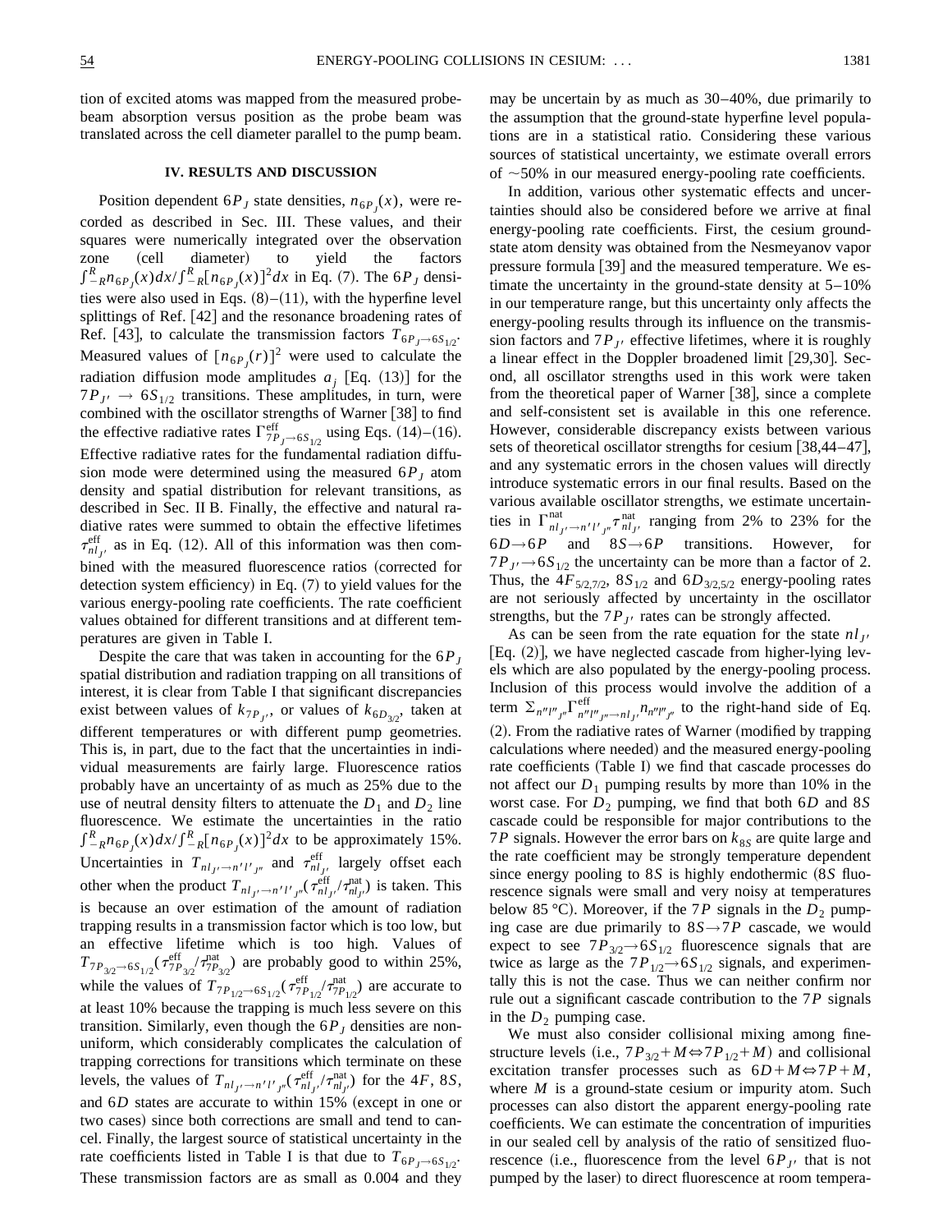tion of excited atoms was mapped from the measured probe-beam absorption versus position as the probe beam was translated across the cell diameter parallel to the pump beam.

## IV. RESULTS AND DISCUSSION

Position dependent $6P_J$ state densities, $n_{6P_J}(x)$, were recorded as described in Sec. III. These values, and their squares were numerically integrated over the observation zone (cell diameter) to yield the factors $\int_{-R}^{R} n_{6P_J}(x)dx / \int_{-R}^{R}[n_{6P_J}(x)]^2 dx$ in Eq. (7). The $6P_J$ densities were also used in Eqs. (8)–(11), with the hyperfine level splittings of Ref. [42] and the resonance broadening rates of Ref. [43], to calculate the transmission factors $T_{6P_J \to 6S_{1/2}}$. Measured values of $[n_{6P_J}(r)]^2$ were used to calculate the radiation diffusion mode amplitudes $a_j$ [Eq. (13)] for the $7P_{J'} \to 6S_{1/2}$ transitions. These amplitudes, in turn, were combined with the oscillator strengths of Warner [38] to find the effective radiative rates $\Gamma^{\text{eff}}_{7P_J \to 6S_{1/2}}$ using Eqs. (14)–(16). Effective radiative rates for the fundamental radiation diffusion mode were determined using the measured $6P_J$ atom density and spatial distribution for relevant transitions, as described in Sec. II B. Finally, the effective and natural radiative rates were summed to obtain the effective lifetimes $\tau^{\text{eff}}_{nl_{J'}}$ as in Eq. (12). All of this information was then combined with the measured fluorescence ratios (corrected for detection system efficiency) in Eq. (7) to yield values for the various energy-pooling rate coefficients. The rate coefficient values obtained for different transitions and at different temperatures are given in Table I.

Despite the care that was taken in accounting for the $6P_J$ spatial distribution and radiation trapping on all transitions of interest, it is clear from Table I that significant discrepancies exist between values of $k_{7P_{J'}}$, or values of $k_{6D_{3/2}}$, taken at different temperatures or with different pump geometries. This is, in part, due to the fact that the uncertainties in individual measurements are fairly large. Fluorescence ratios probably have an uncertainty of as much as 25% due to the use of neutral density filters to attenuate the $D_1$ and $D_2$ line fluorescence. We estimate the uncertainties in the ratio $\int_{-R}^{R} n_{6P_J}(x)dx / \int_{-R}^{R}[n_{6P_J}(x)]^2 dx$ to be approximately 15%. Uncertainties in $T_{nl_{J'} \to n'l'_{J''}}$ and $\tau^{\text{eff}}_{nl_{J'}}$ largely offset each other when the product $T_{nl_{J'} \to n'l'_{J''}}(\tau^{\text{eff}}_{nl_{J'}}/\tau^{\text{nat}}_{nl_{J'}})$ is taken. This is because an over estimation of the amount of radiation trapping results in a transmission factor which is too low, but an effective lifetime which is too high. Values of $T_{7P_{3/2} \to 6S_{1/2}}(\tau^{\text{eff}}_{7P_{3/2}}/\tau^{\text{nat}}_{7P_{3/2}})$ are probably good to within 25%, while the values of $T_{7P_{1/2} \to 6S_{1/2}}(\tau^{\text{eff}}_{7P_{1/2}}/\tau^{\text{nat}}_{7P_{1/2}})$ are accurate to at least 10% because the trapping is much less severe on this transition. Similarly, even though the $6P_J$ densities are nonuniform, which considerably complicates the calculation of trapping corrections for transitions which terminate on these levels, the values of $T_{nl_{J'} \to n'l'_{J''}}(\tau^{\text{eff}}_{nl_{J'}}/\tau^{\text{nat}}_{nl_{J'}})$ for the $4F$, $8S$, and $6D$ states are accurate to within 15% (except in one or two cases) since both corrections are small and tend to cancel. Finally, the largest source of statistical uncertainty in the rate coefficients listed in Table I is that due to $T_{6P_J \to 6S_{1/2}}$. These transmission factors are as small as 0.004 and they may be uncertain by as much as 30–40%, due primarily to the assumption that the ground-state hyperfine level populations are in a statistical ratio. Considering these various sources of statistical uncertainty, we estimate overall errors of ~50% in our measured energy-pooling rate coefficients.

In addition, various other systematic effects and uncertainties should also be considered before we arrive at final energy-pooling rate coefficients. First, the cesium ground-state atom density was obtained from the Nesmeyanov vapor pressure formula [39] and the measured temperature. We estimate the uncertainty in the ground-state density at 5–10% in our temperature range, but this uncertainty only affects the energy-pooling results through its influence on the transmission factors and $7P_{J'}$ effective lifetimes, where it is roughly a linear effect in the Doppler broadened limit [29,30]. Second, all oscillator strengths used in this work were taken from the theoretical paper of Warner [38], since a complete and self-consistent set is available in this one reference. However, considerable discrepancy exists between various sets of theoretical oscillator strengths for cesium [38,44–47], and any systematic errors in the chosen values will directly introduce systematic errors in our final results. Based on the various available oscillator strengths, we estimate uncertainties in $\Gamma^{\text{nat}}_{nl_{J'} \to n'l'_{J''}} \tau^{\text{nat}}_{nl_{J'}}$ ranging from 2% to 23% for the $6D \to 6P$ and $8S \to 6P$ transitions. However, for $7P_{J'} \to 6S_{1/2}$ the uncertainty can be more than a factor of 2. Thus, the $4F_{5/2,7/2}$, $8S_{1/2}$ and $6D_{3/2,5/2}$ energy-pooling rates are not seriously affected by uncertainty in the oscillator strengths, but the $7P_{J'}$ rates can be strongly affected.

As can be seen from the rate equation for the state $nl_{J'}$ [Eq. (2)], we have neglected cascade from higher-lying levels which are also populated by the energy-pooling process. Inclusion of this process would involve the addition of a term $\sum_{n''l''_{J''}} \Gamma^{\text{eff}}_{n''l''_{J''} \to nl_{J'}} n_{n''l''_{J''}}$ to the right-hand side of Eq. (2). From the radiative rates of Warner (modified by trapping calculations where needed) and the measured energy-pooling rate coefficients (Table I) we find that cascade processes do not affect our $D_1$ pumping results by more than 10% in the worst case. For $D_2$ pumping, we find that both $6D$ and $8S$ cascade could be responsible for major contributions to the $7P$ signals. However the error bars on $k_{8S}$ are quite large and the rate coefficient may be strongly temperature dependent since energy pooling to $8S$ is highly endothermic ($8S$ fluorescence signals were small and very noisy at temperatures below 85 °C). Moreover, if the $7P$ signals in the $D_2$ pumping case are due primarily to $8S \to 7P$ cascade, we would expect to see $7P_{3/2} \to 6S_{1/2}$ fluorescence signals that are twice as large as the $7P_{1/2} \to 6S_{1/2}$ signals, and experimentally this is not the case. Thus we can neither confirm nor rule out a significant cascade contribution to the $7P$ signals in the $D_2$ pumping case.

We must also consider collisional mixing among fine-structure levels (i.e., $7P_{3/2} + M \Leftrightarrow 7P_{1/2} + M$) and collisional excitation transfer processes such as $6D + M \Leftrightarrow 7P + M$, where $M$ is a ground-state cesium or impurity atom. Such processes can also distort the apparent energy-pooling rate coefficients. We can estimate the concentration of impurities in our sealed cell by analysis of the ratio of sensitized fluorescence (i.e., fluorescence from the level $6P_{J'}$ that is not pumped by the laser) to direct fluorescence at room tempera-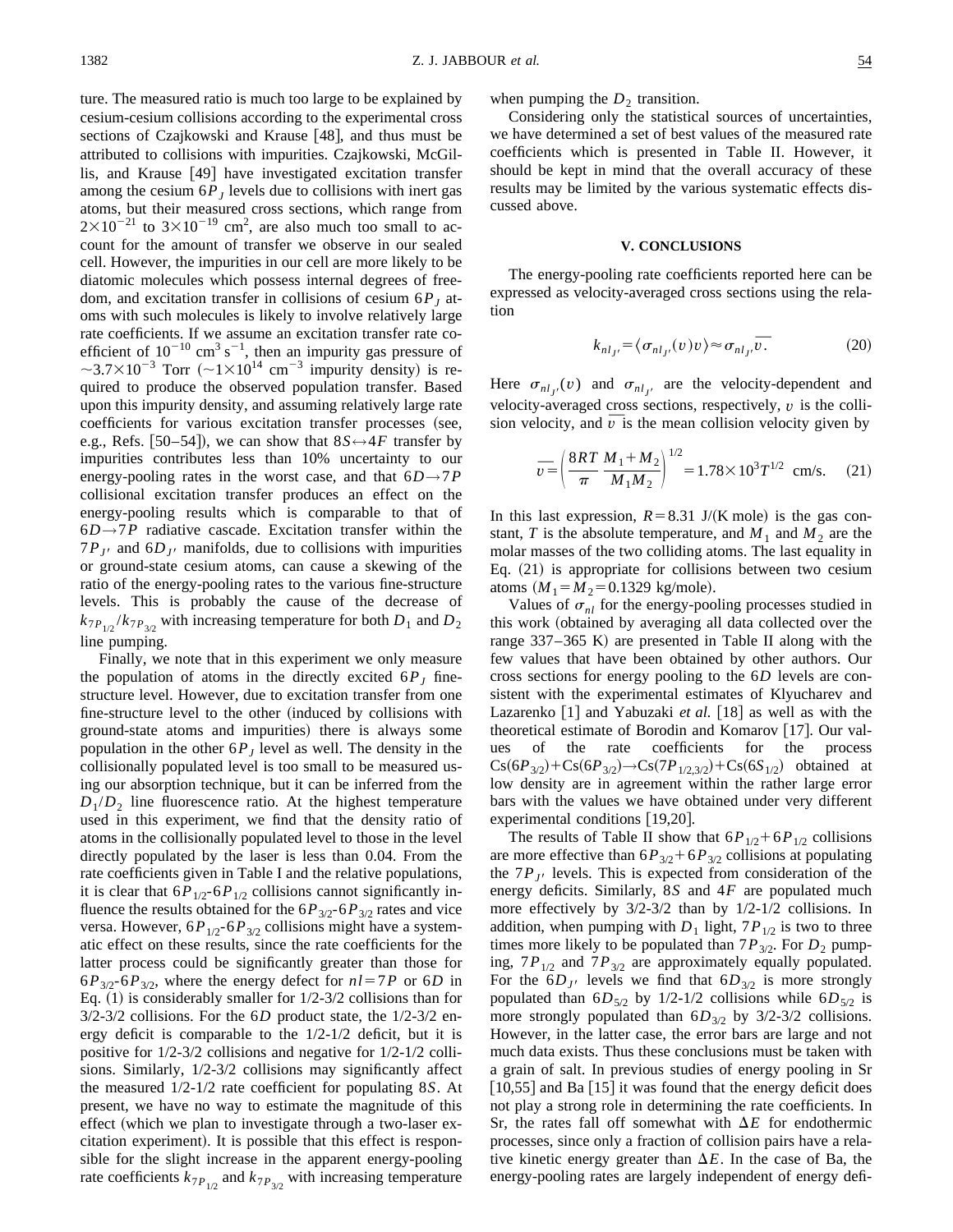ture. The measured ratio is much too large to be explained by cesium-cesium collisions according to the experimental cross sections of Czajkowski and Krause [48], and thus must be attributed to collisions with impurities. Czajkowski, McGillis, and Krause [49] have investigated excitation transfer among the cesium $6P_J$ levels due to collisions with inert gas atoms, but their measured cross sections, which range from $2\times10^{-21}$ to $3\times10^{-19}$ cm$^2$, are also much too small to account for the amount of transfer we observe in our sealed cell. However, the impurities in our cell are more likely to be diatomic molecules which possess internal degrees of freedom, and excitation transfer in collisions of cesium $6P_J$ atoms with such molecules is likely to involve relatively large rate coefficients. If we assume an excitation transfer rate coefficient of $10^{-10}$ cm$^3$ s$^{-1}$, then an impurity gas pressure of $\sim3.7\times10^{-3}$ Torr ($\sim1\times10^{14}$ cm$^{-3}$ impurity density) is required to produce the observed population transfer. Based upon this impurity density, and assuming relatively large rate coefficients for various excitation transfer processes (see, e.g., Refs. [50–54]), we can show that $8S\leftrightarrow4F$ transfer by impurities contributes less than 10% uncertainty to our energy-pooling rates in the worst case, and that $6D\rightarrow7P$ collisional excitation transfer produces an effect on the energy-pooling results which is comparable to that of $6D\rightarrow7P$ radiative cascade. Excitation transfer within the $7P_{J'}$ and $6D_{J'}$ manifolds, due to collisions with impurities or ground-state cesium atoms, can cause a skewing of the ratio of the energy-pooling rates to the various fine-structure levels. This is probably the cause of the decrease of $k_{7P_{1/2}}/k_{7P_{3/2}}$ with increasing temperature for both $D_1$ and $D_2$ line pumping.

Finally, we note that in this experiment we only measure the population of atoms in the directly excited $6P_J$ fine-structure level. However, due to excitation transfer from one fine-structure level to the other (induced by collisions with ground-state atoms and impurities) there is always some population in the other $6P_J$ level as well. The density in the collisionally populated level is too small to be measured using our absorption technique, but it can be inferred from the $D_1/D_2$ line fluorescence ratio. At the highest temperature used in this experiment, we find that the density ratio of atoms in the collisionally populated level to those in the level directly populated by the laser is less than 0.04. From the rate coefficients given in Table I and the relative populations, it is clear that $6P_{1/2}$-$6P_{1/2}$ collisions cannot significantly influence the results obtained for the $6P_{3/2}$-$6P_{3/2}$ rates and vice versa. However, $6P_{1/2}$-$6P_{3/2}$ collisions might have a systematic effect on these results, since the rate coefficients for the latter process could be significantly greater than those for $6P_{3/2}$-$6P_{3/2}$, where the energy defect for $nl=7P$ or $6D$ in Eq. (1) is considerably smaller for 1/2-3/2 collisions than for 3/2-3/2 collisions. For the $6D$ product state, the 1/2-3/2 energy deficit is comparable to the 1/2-1/2 deficit, but it is positive for 1/2-3/2 collisions and negative for 1/2-1/2 collisions. Similarly, 1/2-3/2 collisions may significantly affect the measured 1/2-1/2 rate coefficient for populating $8S$. At present, we have no way to estimate the magnitude of this effect (which we plan to investigate through a two-laser excitation experiment). It is possible that this effect is responsible for the slight increase in the apparent energy-pooling rate coefficients $k_{7P_{1/2}}$ and $k_{7P_{3/2}}$ with increasing temperature when pumping the $D_2$ transition.

Considering only the statistical sources of uncertainties, we have determined a set of best values of the measured rate coefficients which is presented in Table II. However, it should be kept in mind that the overall accuracy of these results may be limited by the various systematic effects discussed above.

## V. CONCLUSIONS

The energy-pooling rate coefficients reported here can be expressed as velocity-averaged cross sections using the relation

$$k_{nl_{J'}}=\langle\sigma_{nl_{J'}}(v)v\rangle\approx\sigma_{nl_{J'}}\overline{v}. \tag{20}$$

Here $\sigma_{nl_{J'}}(v)$ and $\sigma_{nl_{J'}}$ are the velocity-dependent and velocity-averaged cross sections, respectively, $v$ is the collision velocity, and $\overline{v}$ is the mean collision velocity given by

$$\overline{v}=\left(\frac{8RT}{\pi}\frac{M_1+M_2}{M_1M_2}\right)^{1/2}=1.78\times10^3T^{1/2}\ \text{cm/s}. \tag{21}$$

In this last expression, $R=8.31$ J/(K mole) is the gas constant, $T$ is the absolute temperature, and $M_1$ and $M_2$ are the molar masses of the two colliding atoms. The last equality in Eq. (21) is appropriate for collisions between two cesium atoms ($M_1=M_2=0.1329$ kg/mole).

Values of $\sigma_{nl}$ for the energy-pooling processes studied in this work (obtained by averaging all data collected over the range 337–365 K) are presented in Table II along with the few values that have been obtained by other authors. Our cross sections for energy pooling to the $6D$ levels are consistent with the experimental estimates of Klyucharev and Lazarenko [1] and Yabuzaki *et al.* [18] as well as with the theoretical estimate of Borodin and Komarov [17]. Our values of the rate coefficients for the process $\text{Cs}(6P_{3/2})+\text{Cs}(6P_{3/2})\rightarrow\text{Cs}(7P_{1/2,3/2})+\text{Cs}(6S_{1/2})$ obtained at low density are in agreement within the rather large error bars with the values we have obtained under very different experimental conditions [19,20].

The results of Table II show that $6P_{1/2}+6P_{1/2}$ collisions are more effective than $6P_{3/2}+6P_{3/2}$ collisions at populating the $7P_{J'}$ levels. This is expected from consideration of the energy deficits. Similarly, $8S$ and $4F$ are populated much more effectively by 3/2-3/2 than by 1/2-1/2 collisions. In addition, when pumping with $D_1$ light, $7P_{1/2}$ is two to three times more likely to be populated than $7P_{3/2}$. For $D_2$ pumping, $7P_{1/2}$ and $7P_{3/2}$ are approximately equally populated. For the $6D_{J'}$ levels we find that $6D_{3/2}$ is more strongly populated than $6D_{5/2}$ by 1/2-1/2 collisions while $6D_{5/2}$ is more strongly populated than $6D_{3/2}$ by 3/2-3/2 collisions. However, in the latter case, the error bars are large and not much data exists. Thus these conclusions must be taken with a grain of salt. In previous studies of energy pooling in Sr [10,55] and Ba [15] it was found that the energy deficit does not play a strong role in determining the rate coefficients. In Sr, the rates fall off somewhat with $\Delta E$ for endothermic processes, since only a fraction of collision pairs have a relative kinetic energy greater than $\Delta E$. In the case of Ba, the energy-pooling rates are largely independent of energy defi-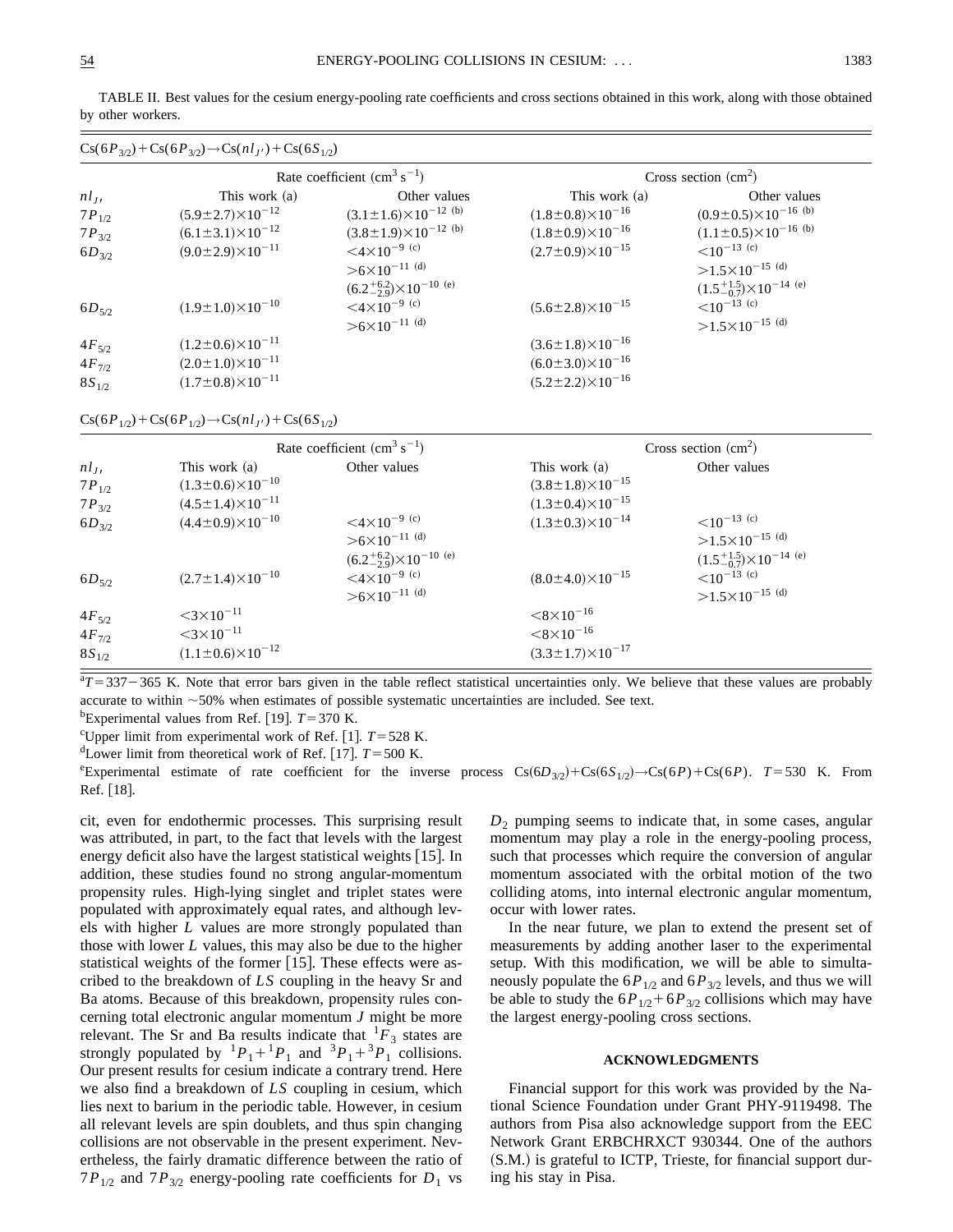TABLE II. Best values for the cesium energy-pooling rate coefficients and cross sections obtained in this work, along with those obtained by other workers.

$Cs(6P_{3/2})+Cs(6P_{3/2})\rightarrow Cs(nl_{J'})+Cs(6S_{1/2})$

| | Rate coefficient ($cm^3\,s^{-1}$) | | Cross section ($cm^2$) | |
|---|---|---|---|---|
| $nl_{J'}$ | This work (a) | Other values | This work (a) | Other values |
| $7P_{1/2}$ | $(5.9\pm2.7)\times10^{-12}$ | $(3.1\pm1.6)\times10^{-12}$ (b) | $(1.8\pm0.8)\times10^{-16}$ | $(0.9\pm0.5)\times10^{-16}$ (b) |
| $7P_{3/2}$ | $(6.1\pm3.1)\times10^{-12}$ | $(3.8\pm1.9)\times10^{-12}$ (b) | $(1.8\pm0.9)\times10^{-16}$ | $(1.1\pm0.5)\times10^{-16}$ (b) |
| $6D_{3/2}$ | $(9.0\pm2.9)\times10^{-11}$ | $<4\times10^{-9}$ (c) | $(2.7\pm0.9)\times10^{-15}$ | $<10^{-13}$ (c) |
| | | $>6\times10^{-11}$ (d) | | $>1.5\times10^{-15}$ (d) |
| | | $(6.2^{+6.2}_{-2.9})\times10^{-10}$ (e) | | $(1.5^{+1.5}_{-0.7})\times10^{-14}$ (e) |
| $6D_{5/2}$ | $(1.9\pm1.0)\times10^{-10}$ | $<4\times10^{-9}$ (c) | $(5.6\pm2.8)\times10^{-15}$ | $<10^{-13}$ (c) |
| | | $>6\times10^{-11}$ (d) | | $>1.5\times10^{-15}$ (d) |
| $4F_{5/2}$ | $(1.2\pm0.6)\times10^{-11}$ | | $(3.6\pm1.8)\times10^{-16}$ | |
| $4F_{7/2}$ | $(2.0\pm1.0)\times10^{-11}$ | | $(6.0\pm3.0)\times10^{-16}$ | |
| $8S_{1/2}$ | $(1.7\pm0.8)\times10^{-11}$ | | $(5.2\pm2.2)\times10^{-16}$ | |

$Cs(6P_{1/2})+Cs(6P_{1/2})\rightarrow Cs(nl_{J'})+Cs(6S_{1/2})$

| | Rate coefficient ($cm^3\,s^{-1}$) | | Cross section ($cm^2$) | |
|---|---|---|---|---|
| $nl_{J'}$ | This work (a) | Other values | This work (a) | Other values |
| $7P_{1/2}$ | $(1.3\pm0.6)\times10^{-10}$ | | $(3.8\pm1.8)\times10^{-15}$ | |
| $7P_{3/2}$ | $(4.5\pm1.4)\times10^{-11}$ | | $(1.3\pm0.4)\times10^{-15}$ | |
| $6D_{3/2}$ | $(4.4\pm0.9)\times10^{-10}$ | $<4\times10^{-9}$ (c) | $(1.3\pm0.3)\times10^{-14}$ | $<10^{-13}$ (c) |
| | | $>6\times10^{-11}$ (d) | | $>1.5\times10^{-15}$ (d) |
| | | $(6.2^{+6.2}_{-2.9})\times10^{-10}$ (e) | | $(1.5^{+1.5}_{-0.7})\times10^{-14}$ (e) |
| $6D_{5/2}$ | $(2.7\pm1.4)\times10^{-10}$ | $<4\times10^{-9}$ (c) | $(8.0\pm4.0)\times10^{-15}$ | $<10^{-13}$ (c) |
| | | $>6\times10^{-11}$ (d) | | $>1.5\times10^{-15}$ (d) |
| $4F_{5/2}$ | $<3\times10^{-11}$ | | $<8\times10^{-16}$ | |
| $4F_{7/2}$ | $<3\times10^{-11}$ | | $<8\times10^{-16}$ | |
| $8S_{1/2}$ | $(1.1\pm0.6)\times10^{-12}$ | | $(3.3\pm1.7)\times10^{-17}$ | |

[a] $T=337-365$ K. Note that error bars given in the table reflect statistical uncertainties only. We believe that these values are probably accurate to within ~50% when estimates of possible systematic uncertainties are included. See text.

[b] Experimental values from Ref. [19]. $T=370$ K.

[c] Upper limit from experimental work of Ref. [1]. $T=528$ K.

[d] Lower limit from theoretical work of Ref. [17]. $T=500$ K.

[e] Experimental estimate of rate coefficient for the inverse process $Cs(6D_{3/2})+Cs(6S_{1/2})\rightarrow Cs(6P)+Cs(6P)$. $T=530$ K. From Ref. [18].

cit, even for endothermic processes. This surprising result was attributed, in part, to the fact that levels with the largest energy deficit also have the largest statistical weights [15]. In addition, these studies found no strong angular-momentum propensity rules. High-lying singlet and triplet states were populated with approximately equal rates, and although levels with higher $L$ values are more strongly populated than those with lower $L$ values, this may also be due to the higher statistical weights of the former [15]. These effects were ascribed to the breakdown of $LS$ coupling in the heavy Sr and Ba atoms. Because of this breakdown, propensity rules concerning total electronic angular momentum $J$ might be more relevant. The Sr and Ba results indicate that $^1F_3$ states are strongly populated by $^1P_1+{}^1P_1$ and $^3P_1+{}^3P_1$ collisions. Our present results for cesium indicate a contrary trend. Here we also find a breakdown of $LS$ coupling in cesium, which lies next to barium in the periodic table. However, in cesium all relevant levels are spin doublets, and thus spin changing collisions are not observable in the present experiment. Nevertheless, the fairly dramatic difference between the ratio of $7P_{1/2}$ and $7P_{3/2}$ energy-pooling rate coefficients for $D_1$ vs $D_2$ pumping seems to indicate that, in some cases, angular momentum may play a role in the energy-pooling process, such that processes which require the conversion of angular momentum associated with the orbital motion of the two colliding atoms, into internal electronic angular momentum, occur with lower rates.

In the near future, we plan to extend the present set of measurements by adding another laser to the experimental setup. With this modification, we will be able to simultaneously populate the $6P_{1/2}$ and $6P_{3/2}$ levels, and thus we will be able to study the $6P_{1/2}+6P_{3/2}$ collisions which may have the largest energy-pooling cross sections.

## ACKNOWLEDGMENTS

Financial support for this work was provided by the National Science Foundation under Grant PHY-9119498. The authors from Pisa also acknowledge support from the EEC Network Grant ERBCHRXCT 930344. One of the authors (S.M.) is grateful to ICTP, Trieste, for financial support during his stay in Pisa.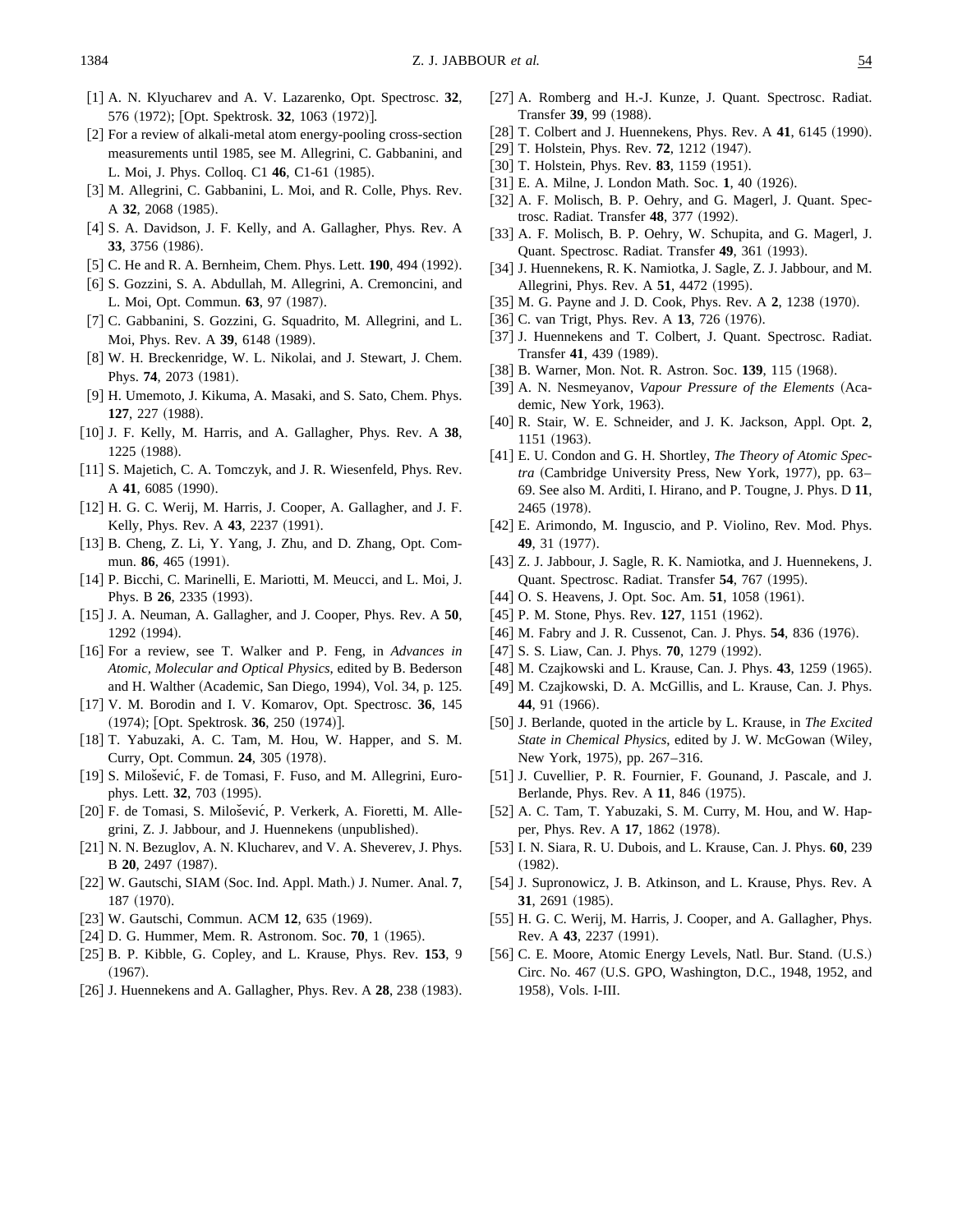[1] A. N. Klyucharev and A. V. Lazarenko, Opt. Spectrosc. **32**, 576 (1972); [Opt. Spektrosk. **32**, 1063 (1972)].

[2] For a review of alkali-metal atom energy-pooling cross-section measurements until 1985, see M. Allegrini, C. Gabbanini, and L. Moi, J. Phys. Colloq. C1 **46**, C1-61 (1985).

[3] M. Allegrini, C. Gabbanini, L. Moi, and R. Colle, Phys. Rev. A **32**, 2068 (1985).

[4] S. A. Davidson, J. F. Kelly, and A. Gallagher, Phys. Rev. A **33**, 3756 (1986).

[5] C. He and R. A. Bernheim, Chem. Phys. Lett. **190**, 494 (1992).

[6] S. Gozzini, S. A. Abdullah, M. Allegrini, A. Cremoncini, and L. Moi, Opt. Commun. **63**, 97 (1987).

[7] C. Gabbanini, S. Gozzini, G. Squadrito, M. Allegrini, and L. Moi, Phys. Rev. A **39**, 6148 (1989).

[8] W. H. Breckenridge, W. L. Nikolai, and J. Stewart, J. Chem. Phys. **74**, 2073 (1981).

[9] H. Umemoto, J. Kikuma, A. Masaki, and S. Sato, Chem. Phys. **127**, 227 (1988).

[10] J. F. Kelly, M. Harris, and A. Gallagher, Phys. Rev. A **38**, 1225 (1988).

[11] S. Majetich, C. A. Tomczyk, and J. R. Wiesenfeld, Phys. Rev. A **41**, 6085 (1990).

[12] H. G. C. Werij, M. Harris, J. Cooper, A. Gallagher, and J. F. Kelly, Phys. Rev. A **43**, 2237 (1991).

[13] B. Cheng, Z. Li, Y. Yang, J. Zhu, and D. Zhang, Opt. Commun. **86**, 465 (1991).

[14] P. Bicchi, C. Marinelli, E. Mariotti, M. Meucci, and L. Moi, J. Phys. B **26**, 2335 (1993).

[15] J. A. Neuman, A. Gallagher, and J. Cooper, Phys. Rev. A **50**, 1292 (1994).

[16] For a review, see T. Walker and P. Feng, in *Advances in Atomic, Molecular and Optical Physics*, edited by B. Bederson and H. Walther (Academic, San Diego, 1994), Vol. 34, p. 125.

[17] V. M. Borodin and I. V. Komarov, Opt. Spectrosc. **36**, 145 (1974); [Opt. Spektrosk. **36**, 250 (1974)].

[18] T. Yabuzaki, A. C. Tam, M. Hou, W. Happer, and S. M. Curry, Opt. Commun. **24**, 305 (1978).

[19] S. Milošević, F. de Tomasi, F. Fuso, and M. Allegrini, Europhys. Lett. **32**, 703 (1995).

[20] F. de Tomasi, S. Milošević, P. Verkerk, A. Fioretti, M. Allegrini, Z. J. Jabbour, and J. Huennekens (unpublished).

[21] N. N. Bezuglov, A. N. Klucharev, and V. A. Sheverev, J. Phys. B **20**, 2497 (1987).

[22] W. Gautschi, SIAM (Soc. Ind. Appl. Math.) J. Numer. Anal. **7**, 187 (1970).

[23] W. Gautschi, Commun. ACM **12**, 635 (1969).

[24] D. G. Hummer, Mem. R. Astronom. Soc. **70**, 1 (1965).

[25] B. P. Kibble, G. Copley, and L. Krause, Phys. Rev. **153**, 9 (1967).

[26] J. Huennekens and A. Gallagher, Phys. Rev. A **28**, 238 (1983).

[27] A. Romberg and H.-J. Kunze, J. Quant. Spectrosc. Radiat. Transfer **39**, 99 (1988).

[28] T. Colbert and J. Huennekens, Phys. Rev. A **41**, 6145 (1990).

[29] T. Holstein, Phys. Rev. **72**, 1212 (1947).

[30] T. Holstein, Phys. Rev. **83**, 1159 (1951).

[31] E. A. Milne, J. London Math. Soc. **1**, 40 (1926).

[32] A. F. Molisch, B. P. Oehry, and G. Magerl, J. Quant. Spectrosc. Radiat. Transfer **48**, 377 (1992).

[33] A. F. Molisch, B. P. Oehry, W. Schupita, and G. Magerl, J. Quant. Spectrosc. Radiat. Transfer **49**, 361 (1993).

[34] J. Huennekens, R. K. Namiotka, J. Sagle, Z. J. Jabbour, and M. Allegrini, Phys. Rev. A **51**, 4472 (1995).

[35] M. G. Payne and J. D. Cook, Phys. Rev. A **2**, 1238 (1970).

[36] C. van Trigt, Phys. Rev. A **13**, 726 (1976).

[37] J. Huennekens and T. Colbert, J. Quant. Spectrosc. Radiat. Transfer **41**, 439 (1989).

[38] B. Warner, Mon. Not. R. Astron. Soc. **139**, 115 (1968).

[39] A. N. Nesmeyanov, *Vapour Pressure of the Elements* (Academic, New York, 1963).

[40] R. Stair, W. E. Schneider, and J. K. Jackson, Appl. Opt. **2**, 1151 (1963).

[41] E. U. Condon and G. H. Shortley, *The Theory of Atomic Spectra* (Cambridge University Press, New York, 1977), pp. 63–69. See also M. Arditi, I. Hirano, and P. Tougne, J. Phys. D **11**, 2465 (1978).

[42] E. Arimondo, M. Inguscio, and P. Violino, Rev. Mod. Phys. **49**, 31 (1977).

[43] Z. J. Jabbour, J. Sagle, R. K. Namiotka, and J. Huennekens, J. Quant. Spectrosc. Radiat. Transfer **54**, 767 (1995).

[44] O. S. Heavens, J. Opt. Soc. Am. **51**, 1058 (1961).

[45] P. M. Stone, Phys. Rev. **127**, 1151 (1962).

[46] M. Fabry and J. R. Cussenot, Can. J. Phys. **54**, 836 (1976).

[47] S. S. Liaw, Can. J. Phys. **70**, 1279 (1992).

[48] M. Czajkowski and L. Krause, Can. J. Phys. **43**, 1259 (1965).

[49] M. Czajkowski, D. A. McGillis, and L. Krause, Can. J. Phys. **44**, 91 (1966).

[50] J. Berlande, quoted in the article by L. Krause, in *The Excited State in Chemical Physics*, edited by J. W. McGowan (Wiley, New York, 1975), pp. 267–316.

[51] J. Cuvellier, P. R. Fournier, F. Gounand, J. Pascale, and J. Berlande, Phys. Rev. A **11**, 846 (1975).

[52] A. C. Tam, T. Yabuzaki, S. M. Curry, M. Hou, and W. Happer, Phys. Rev. A **17**, 1862 (1978).

[53] I. N. Siara, R. U. Dubois, and L. Krause, Can. J. Phys. **60**, 239 (1982).

[54] J. Supronowicz, J. B. Atkinson, and L. Krause, Phys. Rev. A **31**, 2691 (1985).

[55] H. G. C. Werij, M. Harris, J. Cooper, and A. Gallagher, Phys. Rev. A **43**, 2237 (1991).

[56] C. E. Moore, Atomic Energy Levels, Natl. Bur. Stand. (U.S.) Circ. No. 467 (U.S. GPO, Washington, D.C., 1948, 1952, and 1958), Vols. I-III.